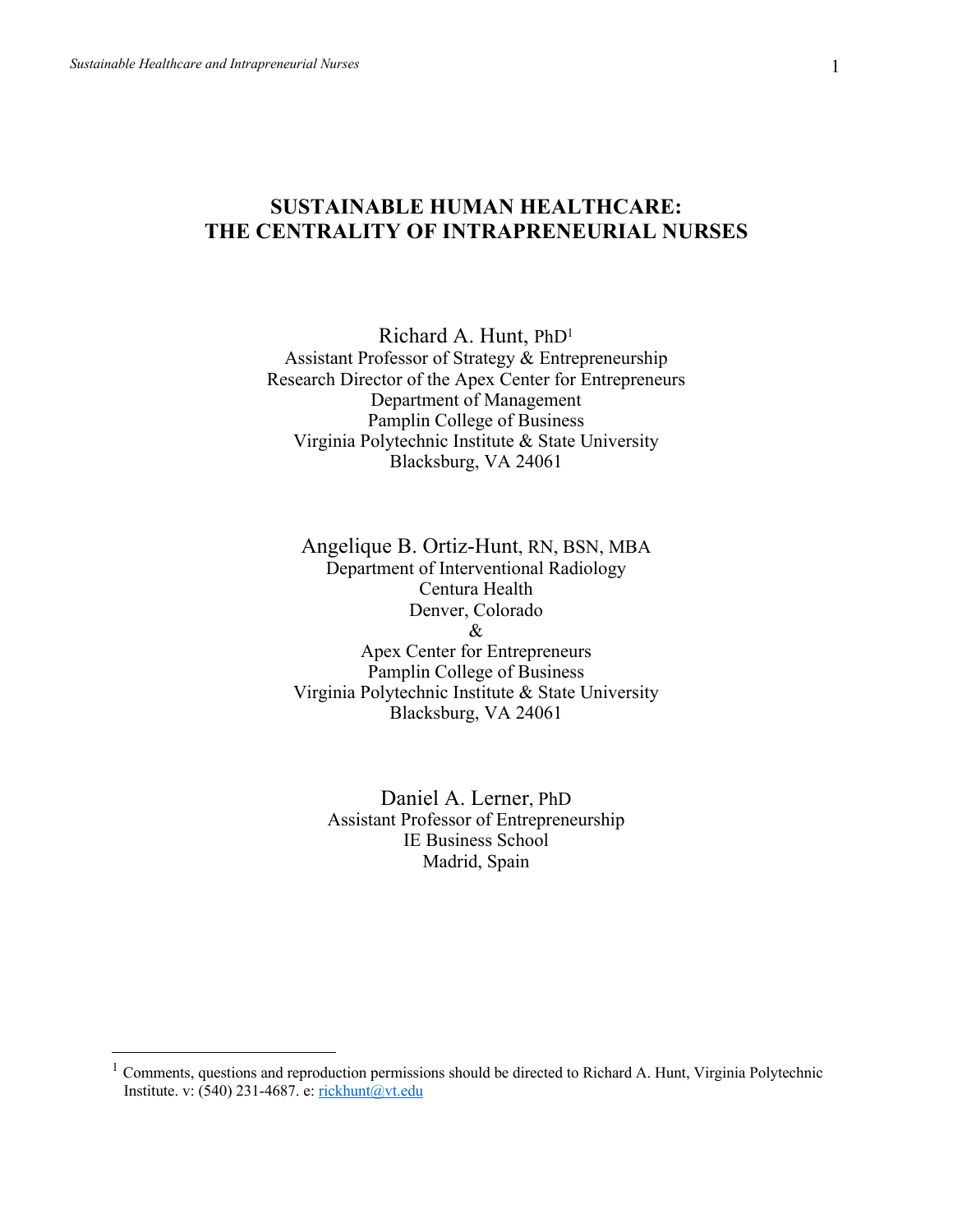# SUSTAINABLE HUMAN HEALTHCARE: THE CENTRALITY OF INTRAPRENEURIAL NURSES

Richard A. Hunt, PhD[1]
Assistant Professor of Strategy & Entrepreneurship
Research Director of the Apex Center for Entrepreneurs
Department of Management
Pamplin College of Business
Virginia Polytechnic Institute & State University
Blacksburg, VA 24061

Angelique B. Ortiz-Hunt, RN, BSN, MBA
Department of Interventional Radiology
Centura Health
Denver, Colorado
&
Apex Center for Entrepreneurs
Pamplin College of Business
Virginia Polytechnic Institute & State University
Blacksburg, VA 24061

Daniel A. Lerner, PhD
Assistant Professor of Entrepreneurship
IE Business School
Madrid, Spain

[1] Comments, questions and reproduction permissions should be directed to Richard A. Hunt, Virginia Polytechnic Institute. v: (540) 231-4687. e: rickhunt@vt.edu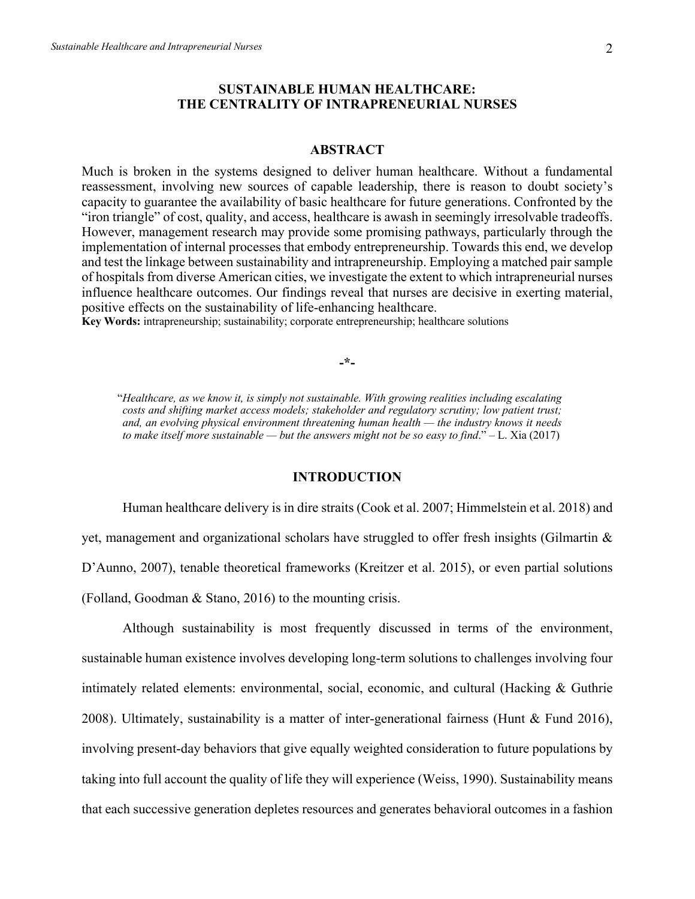# SUSTAINABLE HUMAN HEALTHCARE: THE CENTRALITY OF INTRAPRENEURIAL NURSES

## ABSTRACT

Much is broken in the systems designed to deliver human healthcare. Without a fundamental reassessment, involving new sources of capable leadership, there is reason to doubt society's capacity to guarantee the availability of basic healthcare for future generations. Confronted by the "iron triangle" of cost, quality, and access, healthcare is awash in seemingly irresolvable tradeoffs. However, management research may provide some promising pathways, particularly through the implementation of internal processes that embody entrepreneurship. Towards this end, we develop and test the linkage between sustainability and intrapreneurship. Employing a matched pair sample of hospitals from diverse American cities, we investigate the extent to which intrapreneurial nurses influence healthcare outcomes. Our findings reveal that nurses are decisive in exerting material, positive effects on the sustainability of life-enhancing healthcare.

**Key Words:** intrapreneurship; sustainability; corporate entrepreneurship; healthcare solutions

**-*-**

> "*Healthcare, as we know it, is simply not sustainable. With growing realities including escalating costs and shifting market access models; stakeholder and regulatory scrutiny; low patient trust; and, an evolving physical environment threatening human health — the industry knows it needs to make itself more sustainable — but the answers might not be so easy to find*." – L. Xia (2017)

## INTRODUCTION

Human healthcare delivery is in dire straits (Cook et al. 2007; Himmelstein et al. 2018) and yet, management and organizational scholars have struggled to offer fresh insights (Gilmartin & D'Aunno, 2007), tenable theoretical frameworks (Kreitzer et al. 2015), or even partial solutions (Folland, Goodman & Stano, 2016) to the mounting crisis.

Although sustainability is most frequently discussed in terms of the environment, sustainable human existence involves developing long-term solutions to challenges involving four intimately related elements: environmental, social, economic, and cultural (Hacking & Guthrie 2008). Ultimately, sustainability is a matter of inter-generational fairness (Hunt & Fund 2016), involving present-day behaviors that give equally weighted consideration to future populations by taking into full account the quality of life they will experience (Weiss, 1990). Sustainability means that each successive generation depletes resources and generates behavioral outcomes in a fashion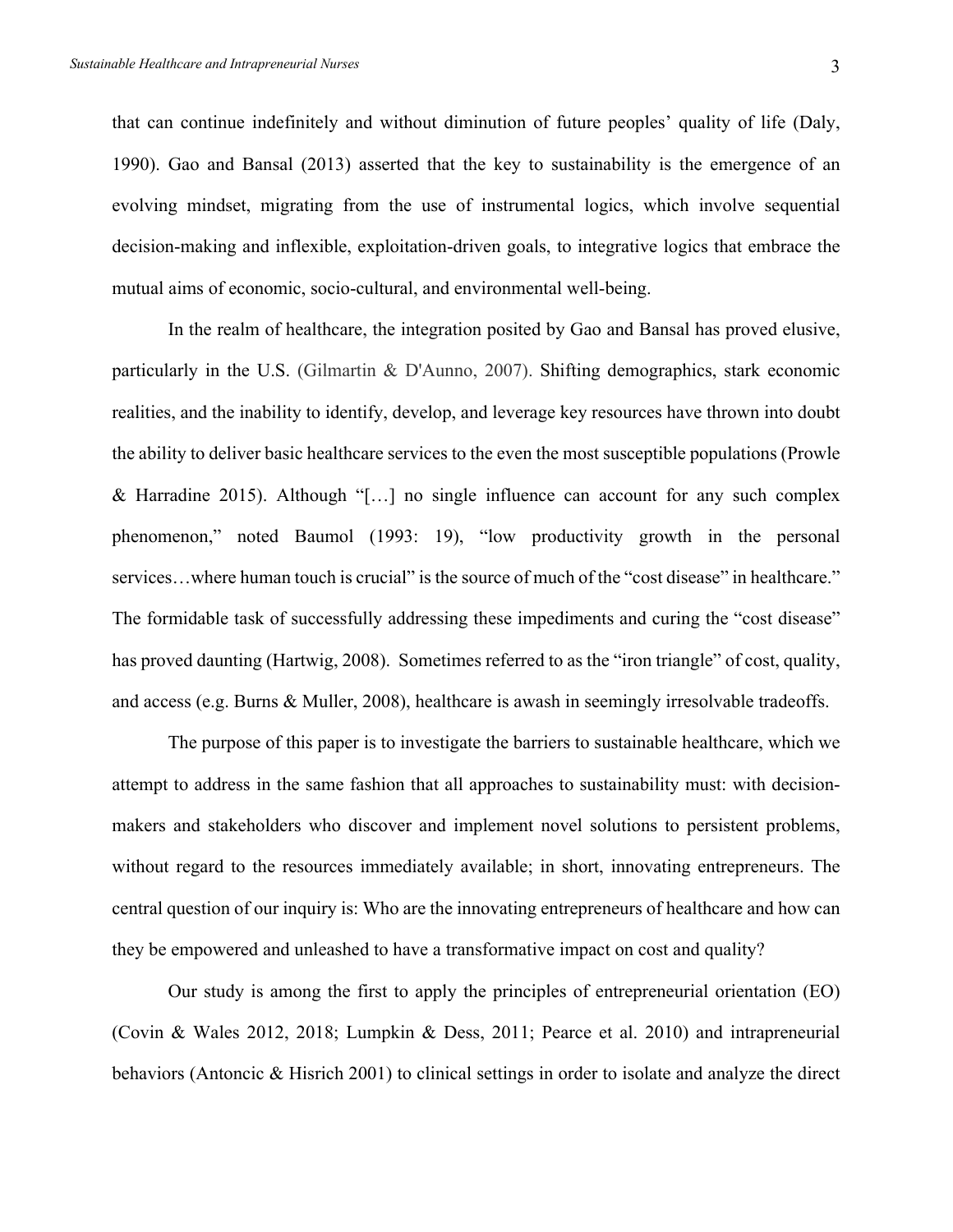that can continue indefinitely and without diminution of future peoples' quality of life (Daly, 1990). Gao and Bansal (2013) asserted that the key to sustainability is the emergence of an evolving mindset, migrating from the use of instrumental logics, which involve sequential decision-making and inflexible, exploitation-driven goals, to integrative logics that embrace the mutual aims of economic, socio-cultural, and environmental well-being.

In the realm of healthcare, the integration posited by Gao and Bansal has proved elusive, particularly in the U.S. (Gilmartin & D'Aunno, 2007). Shifting demographics, stark economic realities, and the inability to identify, develop, and leverage key resources have thrown into doubt the ability to deliver basic healthcare services to the even the most susceptible populations (Prowle & Harradine 2015). Although "[…] no single influence can account for any such complex phenomenon," noted Baumol (1993: 19), "low productivity growth in the personal services…where human touch is crucial" is the source of much of the "cost disease" in healthcare." The formidable task of successfully addressing these impediments and curing the "cost disease" has proved daunting (Hartwig, 2008). Sometimes referred to as the "iron triangle" of cost, quality, and access (e.g. Burns & Muller, 2008), healthcare is awash in seemingly irresolvable tradeoffs.

The purpose of this paper is to investigate the barriers to sustainable healthcare, which we attempt to address in the same fashion that all approaches to sustainability must: with decision-makers and stakeholders who discover and implement novel solutions to persistent problems, without regard to the resources immediately available; in short, innovating entrepreneurs. The central question of our inquiry is: Who are the innovating entrepreneurs of healthcare and how can they be empowered and unleashed to have a transformative impact on cost and quality?

Our study is among the first to apply the principles of entrepreneurial orientation (EO) (Covin & Wales 2012, 2018; Lumpkin & Dess, 2011; Pearce et al. 2010) and intrapreneurial behaviors (Antoncic & Hisrich 2001) to clinical settings in order to isolate and analyze the direct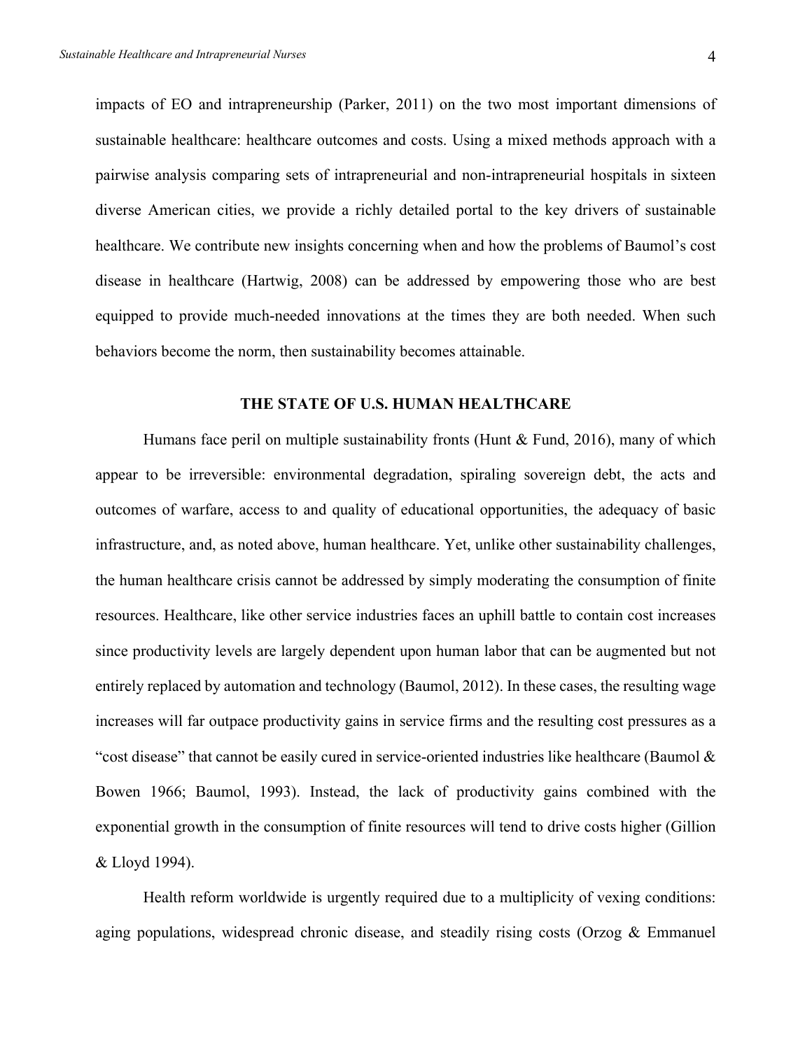impacts of EO and intrapreneurship (Parker, 2011) on the two most important dimensions of sustainable healthcare: healthcare outcomes and costs. Using a mixed methods approach with a pairwise analysis comparing sets of intrapreneurial and non-intrapreneurial hospitals in sixteen diverse American cities, we provide a richly detailed portal to the key drivers of sustainable healthcare. We contribute new insights concerning when and how the problems of Baumol's cost disease in healthcare (Hartwig, 2008) can be addressed by empowering those who are best equipped to provide much-needed innovations at the times they are both needed. When such behaviors become the norm, then sustainability becomes attainable.

## THE STATE OF U.S. HUMAN HEALTHCARE

Humans face peril on multiple sustainability fronts (Hunt & Fund, 2016), many of which appear to be irreversible: environmental degradation, spiraling sovereign debt, the acts and outcomes of warfare, access to and quality of educational opportunities, the adequacy of basic infrastructure, and, as noted above, human healthcare. Yet, unlike other sustainability challenges, the human healthcare crisis cannot be addressed by simply moderating the consumption of finite resources. Healthcare, like other service industries faces an uphill battle to contain cost increases since productivity levels are largely dependent upon human labor that can be augmented but not entirely replaced by automation and technology (Baumol, 2012). In these cases, the resulting wage increases will far outpace productivity gains in service firms and the resulting cost pressures as a "cost disease" that cannot be easily cured in service-oriented industries like healthcare (Baumol & Bowen 1966; Baumol, 1993). Instead, the lack of productivity gains combined with the exponential growth in the consumption of finite resources will tend to drive costs higher (Gillion & Lloyd 1994).

Health reform worldwide is urgently required due to a multiplicity of vexing conditions: aging populations, widespread chronic disease, and steadily rising costs (Orzog & Emmanuel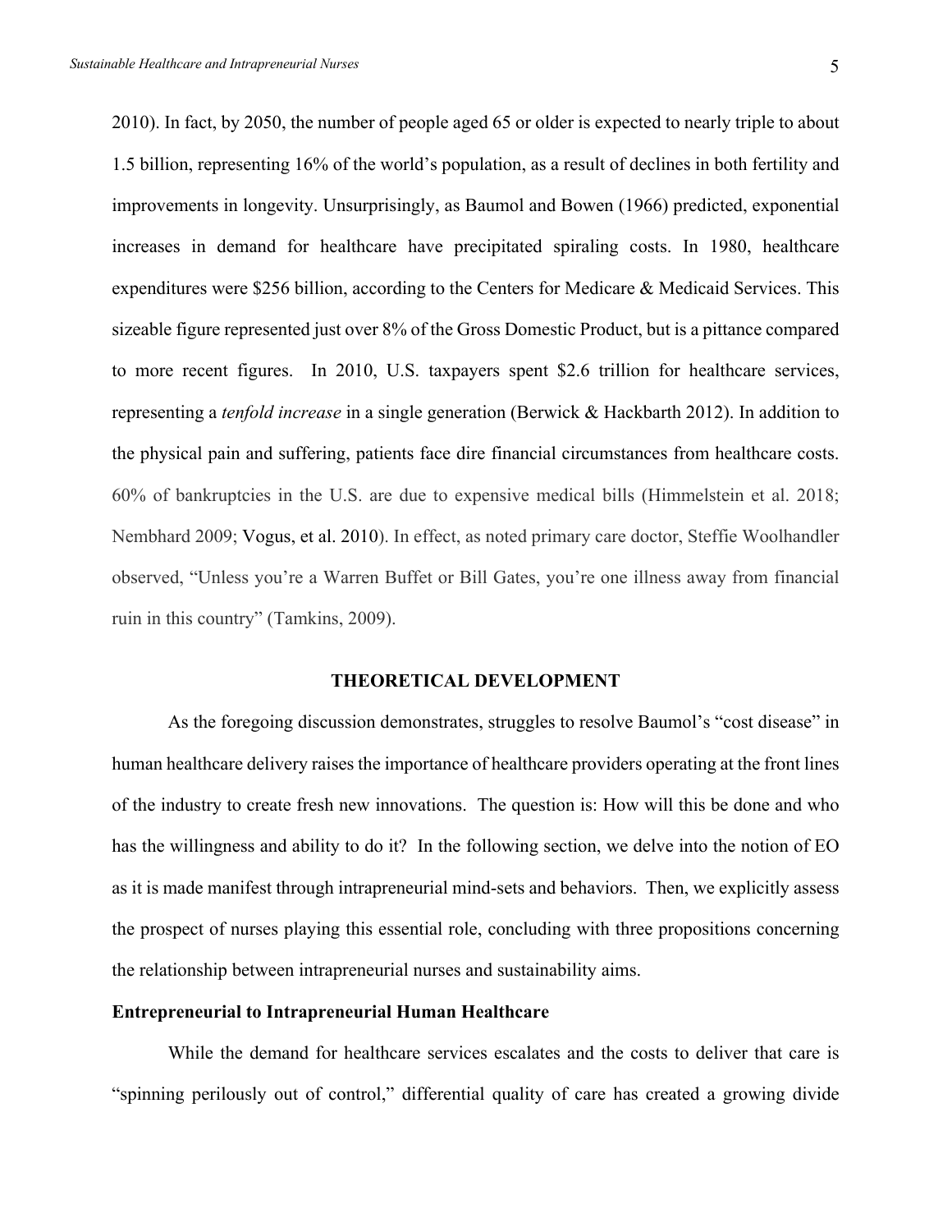2010). In fact, by 2050, the number of people aged 65 or older is expected to nearly triple to about 1.5 billion, representing 16% of the world's population, as a result of declines in both fertility and improvements in longevity. Unsurprisingly, as Baumol and Bowen (1966) predicted, exponential increases in demand for healthcare have precipitated spiraling costs. In 1980, healthcare expenditures were $256 billion, according to the Centers for Medicare & Medicaid Services. This sizeable figure represented just over 8% of the Gross Domestic Product, but is a pittance compared to more recent figures. In 2010, U.S. taxpayers spent $2.6 trillion for healthcare services, representing a *tenfold increase* in a single generation (Berwick & Hackbarth 2012). In addition to the physical pain and suffering, patients face dire financial circumstances from healthcare costs. 60% of bankruptcies in the U.S. are due to expensive medical bills (Himmelstein et al. 2018; Nembhard 2009; Vogus, et al. 2010). In effect, as noted primary care doctor, Steffie Woolhandler observed, "Unless you're a Warren Buffet or Bill Gates, you're one illness away from financial ruin in this country" (Tamkins, 2009).

## THEORETICAL DEVELOPMENT

As the foregoing discussion demonstrates, struggles to resolve Baumol's "cost disease" in human healthcare delivery raises the importance of healthcare providers operating at the front lines of the industry to create fresh new innovations. The question is: How will this be done and who has the willingness and ability to do it? In the following section, we delve into the notion of EO as it is made manifest through intrapreneurial mind-sets and behaviors. Then, we explicitly assess the prospect of nurses playing this essential role, concluding with three propositions concerning the relationship between intrapreneurial nurses and sustainability aims.

### Entrepreneurial to Intrapreneurial Human Healthcare

While the demand for healthcare services escalates and the costs to deliver that care is "spinning perilously out of control," differential quality of care has created a growing divide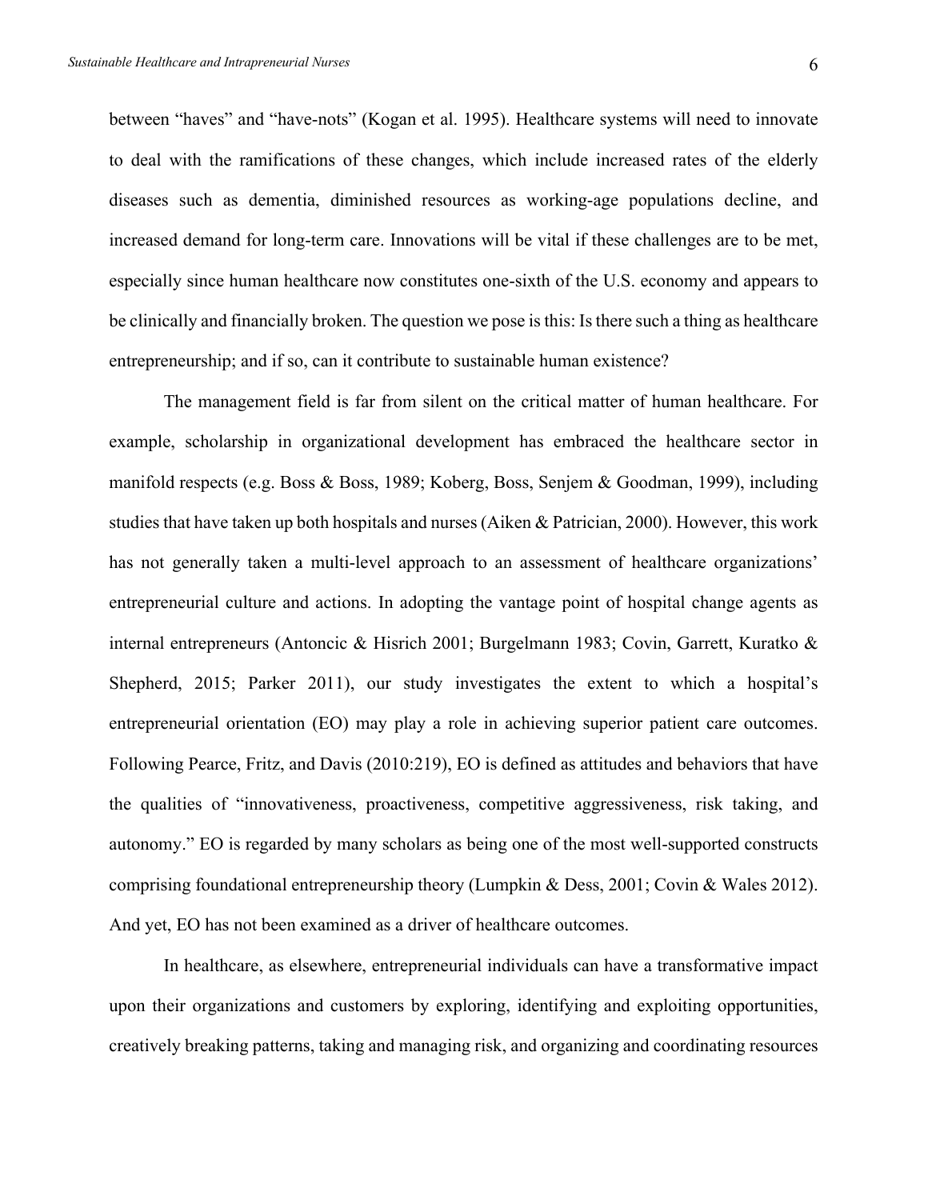between "haves" and "have-nots" (Kogan et al. 1995). Healthcare systems will need to innovate to deal with the ramifications of these changes, which include increased rates of the elderly diseases such as dementia, diminished resources as working-age populations decline, and increased demand for long-term care. Innovations will be vital if these challenges are to be met, especially since human healthcare now constitutes one-sixth of the U.S. economy and appears to be clinically and financially broken. The question we pose is this: Is there such a thing as healthcare entrepreneurship; and if so, can it contribute to sustainable human existence?

The management field is far from silent on the critical matter of human healthcare. For example, scholarship in organizational development has embraced the healthcare sector in manifold respects (e.g. Boss & Boss, 1989; Koberg, Boss, Senjem & Goodman, 1999), including studies that have taken up both hospitals and nurses (Aiken & Patrician, 2000). However, this work has not generally taken a multi-level approach to an assessment of healthcare organizations' entrepreneurial culture and actions. In adopting the vantage point of hospital change agents as internal entrepreneurs (Antoncic & Hisrich 2001; Burgelmann 1983; Covin, Garrett, Kuratko & Shepherd, 2015; Parker 2011), our study investigates the extent to which a hospital's entrepreneurial orientation (EO) may play a role in achieving superior patient care outcomes. Following Pearce, Fritz, and Davis (2010:219), EO is defined as attitudes and behaviors that have the qualities of "innovativeness, proactiveness, competitive aggressiveness, risk taking, and autonomy." EO is regarded by many scholars as being one of the most well-supported constructs comprising foundational entrepreneurship theory (Lumpkin & Dess, 2001; Covin & Wales 2012). And yet, EO has not been examined as a driver of healthcare outcomes.

In healthcare, as elsewhere, entrepreneurial individuals can have a transformative impact upon their organizations and customers by exploring, identifying and exploiting opportunities, creatively breaking patterns, taking and managing risk, and organizing and coordinating resources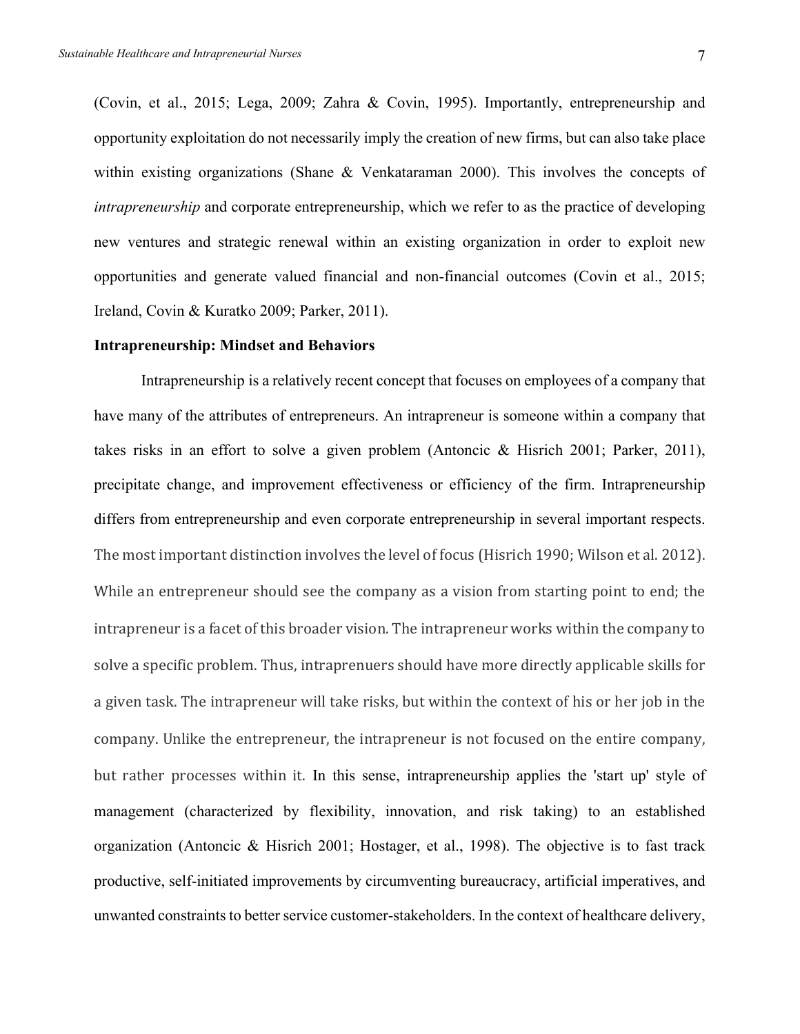(Covin, et al., 2015; Lega, 2009; Zahra & Covin, 1995). Importantly, entrepreneurship and opportunity exploitation do not necessarily imply the creation of new firms, but can also take place within existing organizations (Shane & Venkataraman 2000). This involves the concepts of *intrapreneurship* and corporate entrepreneurship, which we refer to as the practice of developing new ventures and strategic renewal within an existing organization in order to exploit new opportunities and generate valued financial and non-financial outcomes (Covin et al., 2015; Ireland, Covin & Kuratko 2009; Parker, 2011).

**Intrapreneurship: Mindset and Behaviors**

Intrapreneurship is a relatively recent concept that focuses on employees of a company that have many of the attributes of entrepreneurs. An intrapreneur is someone within a company that takes risks in an effort to solve a given problem (Antoncic & Hisrich 2001; Parker, 2011), precipitate change, and improvement effectiveness or efficiency of the firm. Intrapreneurship differs from entrepreneurship and even corporate entrepreneurship in several important respects. The most important distinction involves the level of focus (Hisrich 1990; Wilson et al. 2012). While an entrepreneur should see the company as a vision from starting point to end; the intrapreneur is a facet of this broader vision. The intrapreneur works within the company to solve a specific problem. Thus, intraprenuers should have more directly applicable skills for a given task. The intrapreneur will take risks, but within the context of his or her job in the company. Unlike the entrepreneur, the intrapreneur is not focused on the entire company, but rather processes within it. In this sense, intrapreneurship applies the 'start up' style of management (characterized by flexibility, innovation, and risk taking) to an established organization (Antoncic & Hisrich 2001; Hostager, et al., 1998). The objective is to fast track productive, self-initiated improvements by circumventing bureaucracy, artificial imperatives, and unwanted constraints to better service customer-stakeholders. In the context of healthcare delivery,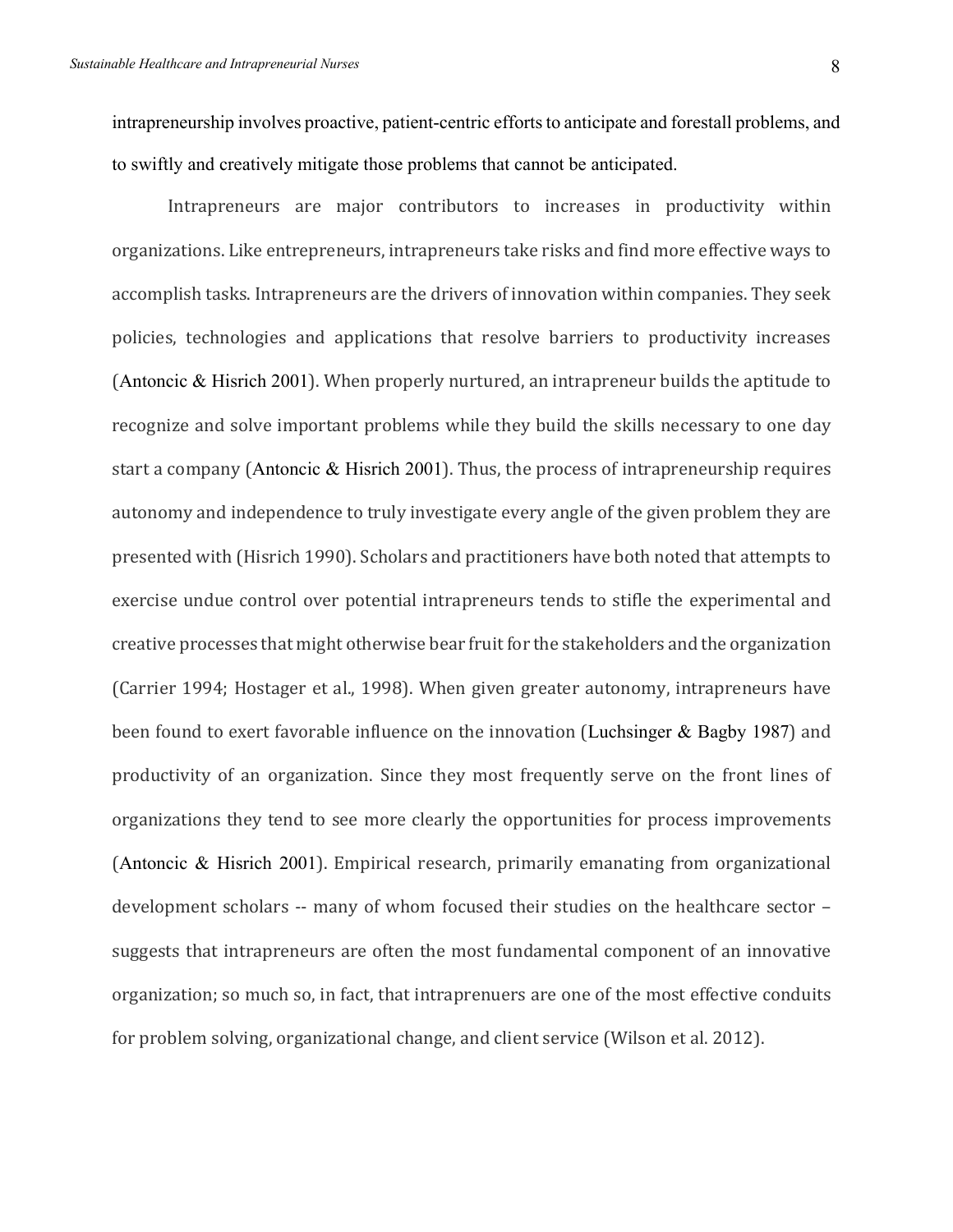intrapreneurship involves proactive, patient-centric efforts to anticipate and forestall problems, and to swiftly and creatively mitigate those problems that cannot be anticipated.

Intrapreneurs are major contributors to increases in productivity within organizations. Like entrepreneurs, intrapreneurs take risks and find more effective ways to accomplish tasks. Intrapreneurs are the drivers of innovation within companies. They seek policies, technologies and applications that resolve barriers to productivity increases (Antoncic & Hisrich 2001). When properly nurtured, an intrapreneur builds the aptitude to recognize and solve important problems while they build the skills necessary to one day start a company (Antoncic & Hisrich 2001). Thus, the process of intrapreneurship requires autonomy and independence to truly investigate every angle of the given problem they are presented with (Hisrich 1990). Scholars and practitioners have both noted that attempts to exercise undue control over potential intrapreneurs tends to stifle the experimental and creative processes that might otherwise bear fruit for the stakeholders and the organization (Carrier 1994; Hostager et al., 1998). When given greater autonomy, intrapreneurs have been found to exert favorable influence on the innovation (Luchsinger & Bagby 1987) and productivity of an organization. Since they most frequently serve on the front lines of organizations they tend to see more clearly the opportunities for process improvements (Antoncic & Hisrich 2001). Empirical research, primarily emanating from organizational development scholars -- many of whom focused their studies on the healthcare sector – suggests that intrapreneurs are often the most fundamental component of an innovative organization; so much so, in fact, that intraprenuers are one of the most effective conduits for problem solving, organizational change, and client service (Wilson et al. 2012).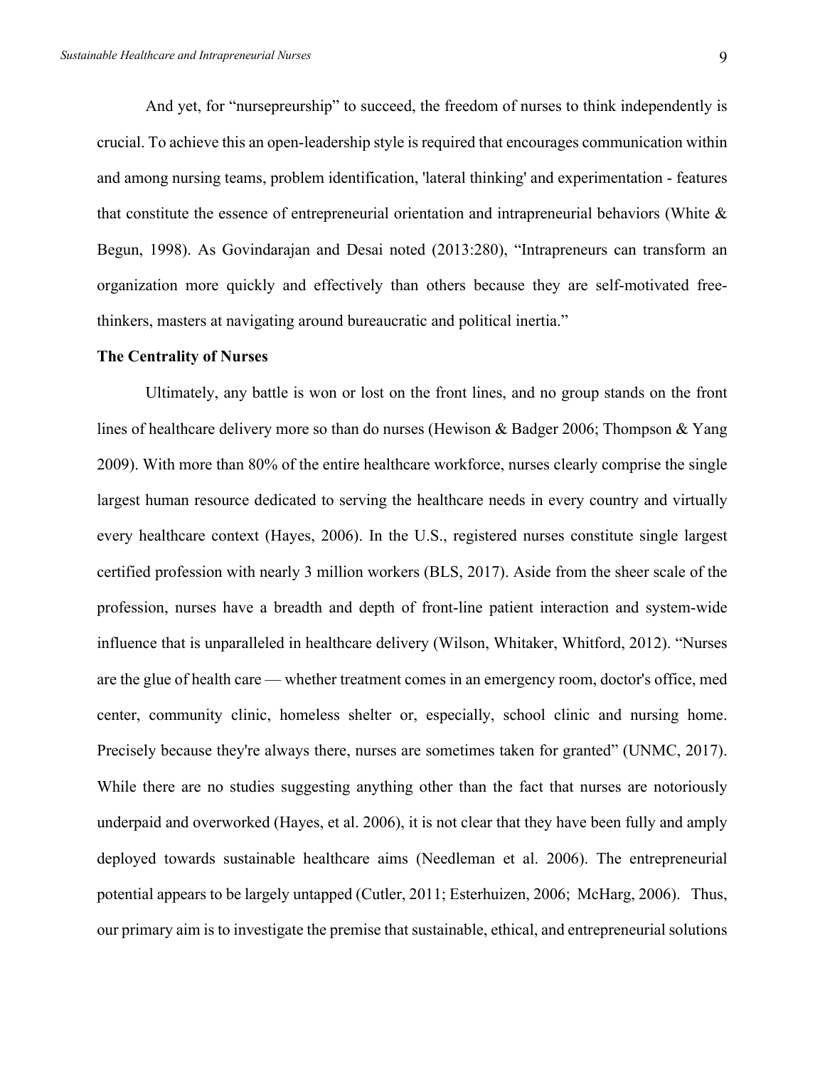And yet, for "nursepreurship" to succeed, the freedom of nurses to think independently is crucial. To achieve this an open-leadership style is required that encourages communication within and among nursing teams, problem identification, 'lateral thinking' and experimentation - features that constitute the essence of entrepreneurial orientation and intrapreneurial behaviors (White & Begun, 1998). As Govindarajan and Desai noted (2013:280), "Intrapreneurs can transform an organization more quickly and effectively than others because they are self-motivated free-thinkers, masters at navigating around bureaucratic and political inertia."

**The Centrality of Nurses**

Ultimately, any battle is won or lost on the front lines, and no group stands on the front lines of healthcare delivery more so than do nurses (Hewison & Badger 2006; Thompson & Yang 2009). With more than 80% of the entire healthcare workforce, nurses clearly comprise the single largest human resource dedicated to serving the healthcare needs in every country and virtually every healthcare context (Hayes, 2006). In the U.S., registered nurses constitute single largest certified profession with nearly 3 million workers (BLS, 2017). Aside from the sheer scale of the profession, nurses have a breadth and depth of front-line patient interaction and system-wide influence that is unparalleled in healthcare delivery (Wilson, Whitaker, Whitford, 2012). "Nurses are the glue of health care — whether treatment comes in an emergency room, doctor's office, med center, community clinic, homeless shelter or, especially, school clinic and nursing home. Precisely because they're always there, nurses are sometimes taken for granted" (UNMC, 2017). While there are no studies suggesting anything other than the fact that nurses are notoriously underpaid and overworked (Hayes, et al. 2006), it is not clear that they have been fully and amply deployed towards sustainable healthcare aims (Needleman et al. 2006). The entrepreneurial potential appears to be largely untapped (Cutler, 2011; Esterhuizen, 2006; McHarg, 2006). Thus, our primary aim is to investigate the premise that sustainable, ethical, and entrepreneurial solutions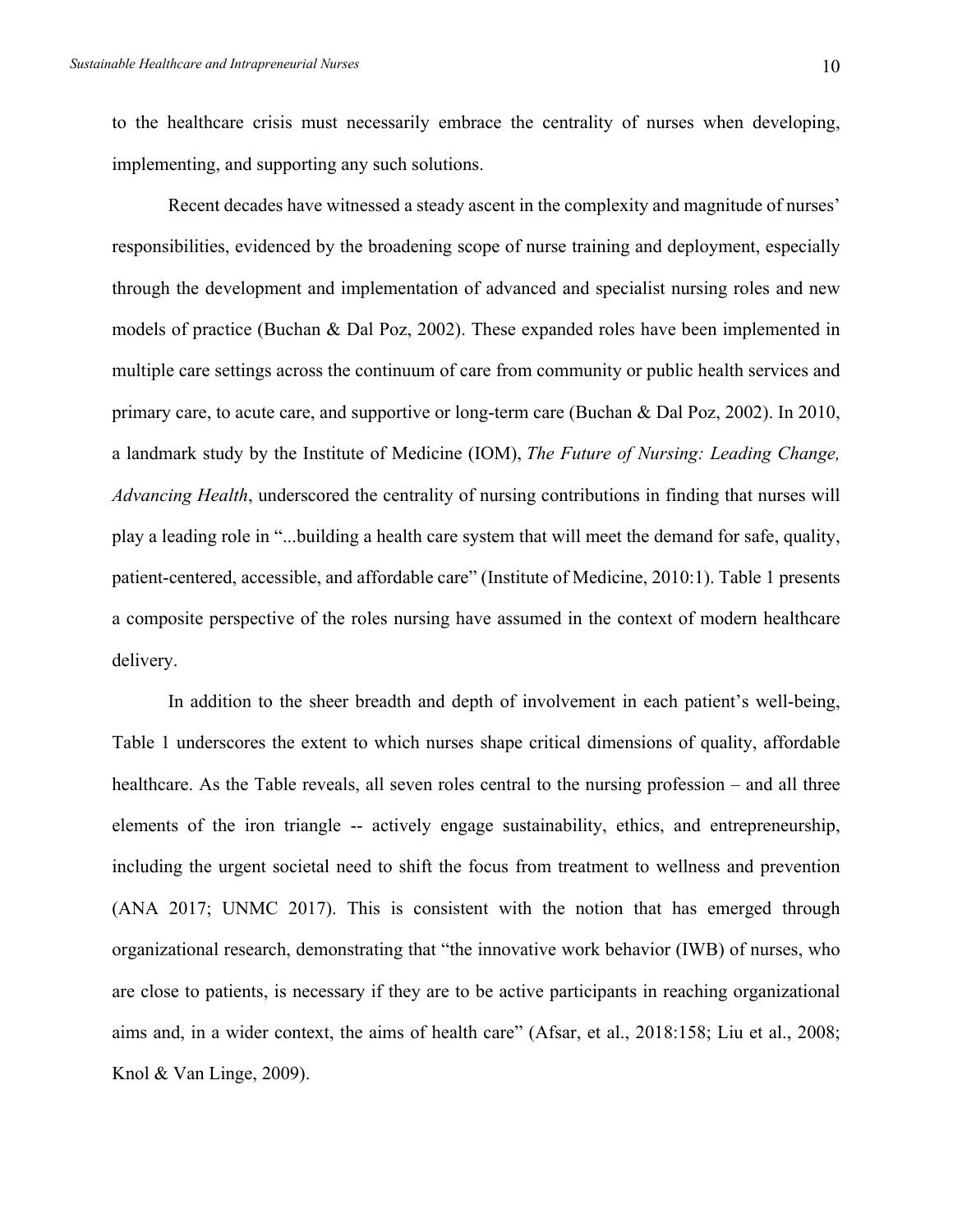to the healthcare crisis must necessarily embrace the centrality of nurses when developing, implementing, and supporting any such solutions.

Recent decades have witnessed a steady ascent in the complexity and magnitude of nurses' responsibilities, evidenced by the broadening scope of nurse training and deployment, especially through the development and implementation of advanced and specialist nursing roles and new models of practice (Buchan & Dal Poz, 2002). These expanded roles have been implemented in multiple care settings across the continuum of care from community or public health services and primary care, to acute care, and supportive or long-term care (Buchan & Dal Poz, 2002). In 2010, a landmark study by the Institute of Medicine (IOM), *The Future of Nursing: Leading Change, Advancing Health*, underscored the centrality of nursing contributions in finding that nurses will play a leading role in "...building a health care system that will meet the demand for safe, quality, patient-centered, accessible, and affordable care" (Institute of Medicine, 2010:1). Table 1 presents a composite perspective of the roles nursing have assumed in the context of modern healthcare delivery.

In addition to the sheer breadth and depth of involvement in each patient's well-being, Table 1 underscores the extent to which nurses shape critical dimensions of quality, affordable healthcare. As the Table reveals, all seven roles central to the nursing profession – and all three elements of the iron triangle -- actively engage sustainability, ethics, and entrepreneurship, including the urgent societal need to shift the focus from treatment to wellness and prevention (ANA 2017; UNMC 2017). This is consistent with the notion that has emerged through organizational research, demonstrating that "the innovative work behavior (IWB) of nurses, who are close to patients, is necessary if they are to be active participants in reaching organizational aims and, in a wider context, the aims of health care" (Afsar, et al., 2018:158; Liu et al., 2008; Knol & Van Linge, 2009).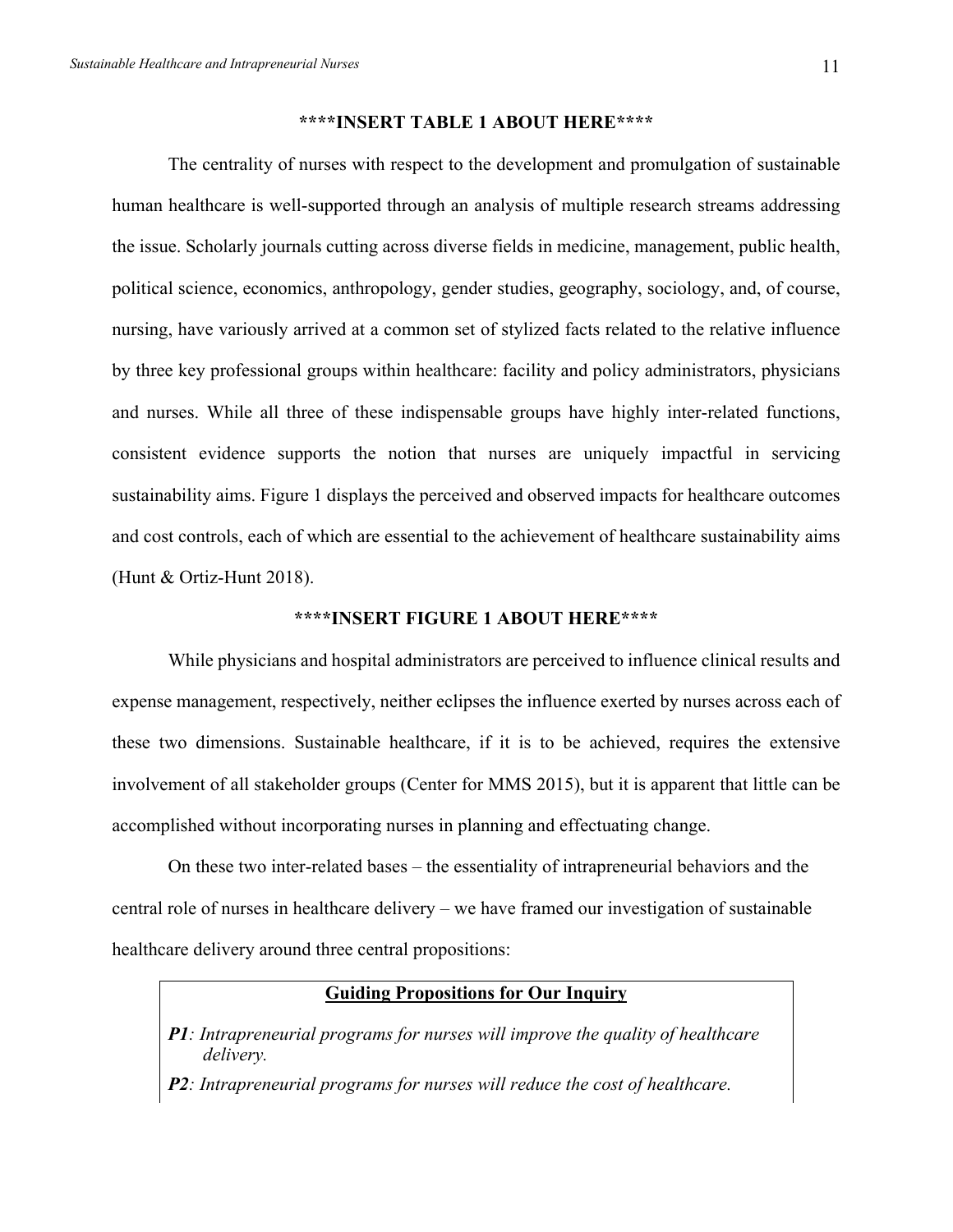**\*\*\*\*INSERT TABLE 1 ABOUT HERE\*\*\*\***

The centrality of nurses with respect to the development and promulgation of sustainable human healthcare is well-supported through an analysis of multiple research streams addressing the issue. Scholarly journals cutting across diverse fields in medicine, management, public health, political science, economics, anthropology, gender studies, geography, sociology, and, of course, nursing, have variously arrived at a common set of stylized facts related to the relative influence by three key professional groups within healthcare: facility and policy administrators, physicians and nurses. While all three of these indispensable groups have highly inter-related functions, consistent evidence supports the notion that nurses are uniquely impactful in servicing sustainability aims. Figure 1 displays the perceived and observed impacts for healthcare outcomes and cost controls, each of which are essential to the achievement of healthcare sustainability aims (Hunt & Ortiz-Hunt 2018).

**\*\*\*\*INSERT FIGURE 1 ABOUT HERE\*\*\*\***

While physicians and hospital administrators are perceived to influence clinical results and expense management, respectively, neither eclipses the influence exerted by nurses across each of these two dimensions. Sustainable healthcare, if it is to be achieved, requires the extensive involvement of all stakeholder groups (Center for MMS 2015), but it is apparent that little can be accomplished without incorporating nurses in planning and effectuating change.

On these two inter-related bases – the essentiality of intrapreneurial behaviors and the central role of nurses in healthcare delivery – we have framed our investigation of sustainable healthcare delivery around three central propositions:

**Guiding Propositions for Our Inquiry**

***P1****: Intrapreneurial programs for nurses will improve the quality of healthcare delivery.*

***P2****: Intrapreneurial programs for nurses will reduce the cost of healthcare.*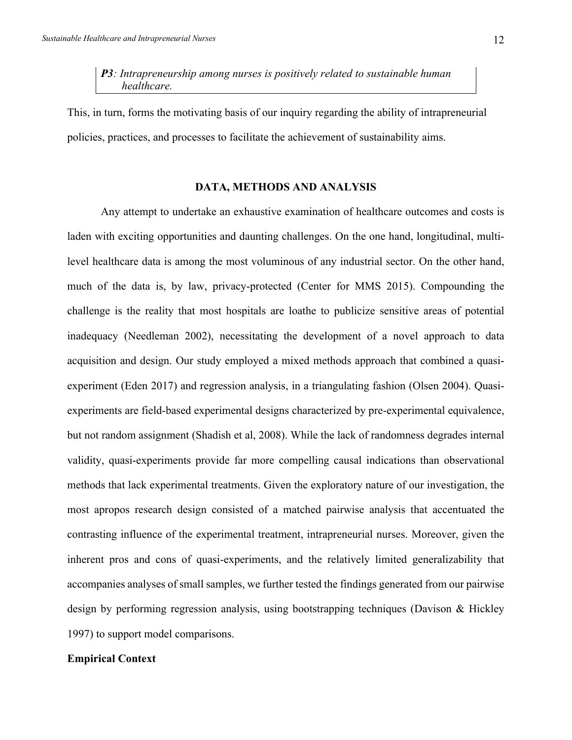***P3**: Intrapreneurship among nurses is positively related to sustainable human healthcare.*

This, in turn, forms the motivating basis of our inquiry regarding the ability of intrapreneurial policies, practices, and processes to facilitate the achievement of sustainability aims.

## DATA, METHODS AND ANALYSIS

Any attempt to undertake an exhaustive examination of healthcare outcomes and costs is laden with exciting opportunities and daunting challenges. On the one hand, longitudinal, multi-level healthcare data is among the most voluminous of any industrial sector. On the other hand, much of the data is, by law, privacy-protected (Center for MMS 2015). Compounding the challenge is the reality that most hospitals are loathe to publicize sensitive areas of potential inadequacy (Needleman 2002), necessitating the development of a novel approach to data acquisition and design. Our study employed a mixed methods approach that combined a quasi-experiment (Eden 2017) and regression analysis, in a triangulating fashion (Olsen 2004). Quasi-experiments are field-based experimental designs characterized by pre-experimental equivalence, but not random assignment (Shadish et al, 2008). While the lack of randomness degrades internal validity, quasi-experiments provide far more compelling causal indications than observational methods that lack experimental treatments. Given the exploratory nature of our investigation, the most apropos research design consisted of a matched pairwise analysis that accentuated the contrasting influence of the experimental treatment, intrapreneurial nurses. Moreover, given the inherent pros and cons of quasi-experiments, and the relatively limited generalizability that accompanies analyses of small samples, we further tested the findings generated from our pairwise design by performing regression analysis, using bootstrapping techniques (Davison & Hickley 1997) to support model comparisons.

### Empirical Context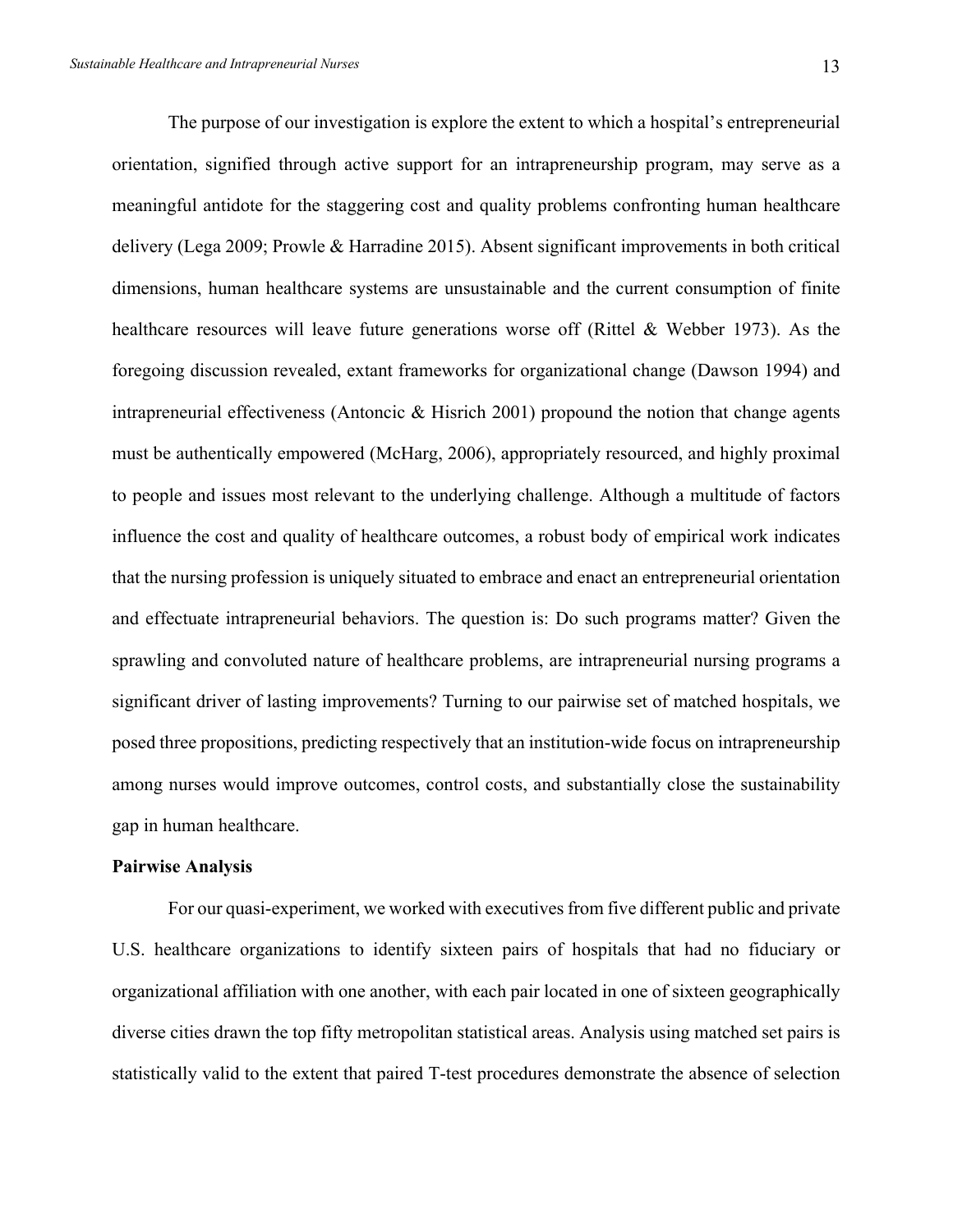The purpose of our investigation is explore the extent to which a hospital's entrepreneurial orientation, signified through active support for an intrapreneurship program, may serve as a meaningful antidote for the staggering cost and quality problems confronting human healthcare delivery (Lega 2009; Prowle & Harradine 2015). Absent significant improvements in both critical dimensions, human healthcare systems are unsustainable and the current consumption of finite healthcare resources will leave future generations worse off (Rittel & Webber 1973). As the foregoing discussion revealed, extant frameworks for organizational change (Dawson 1994) and intrapreneurial effectiveness (Antoncic & Hisrich 2001) propound the notion that change agents must be authentically empowered (McHarg, 2006), appropriately resourced, and highly proximal to people and issues most relevant to the underlying challenge. Although a multitude of factors influence the cost and quality of healthcare outcomes, a robust body of empirical work indicates that the nursing profession is uniquely situated to embrace and enact an entrepreneurial orientation and effectuate intrapreneurial behaviors. The question is: Do such programs matter? Given the sprawling and convoluted nature of healthcare problems, are intrapreneurial nursing programs a significant driver of lasting improvements? Turning to our pairwise set of matched hospitals, we posed three propositions, predicting respectively that an institution-wide focus on intrapreneurship among nurses would improve outcomes, control costs, and substantially close the sustainability gap in human healthcare.

**Pairwise Analysis**

For our quasi-experiment, we worked with executives from five different public and private U.S. healthcare organizations to identify sixteen pairs of hospitals that had no fiduciary or organizational affiliation with one another, with each pair located in one of sixteen geographically diverse cities drawn the top fifty metropolitan statistical areas. Analysis using matched set pairs is statistically valid to the extent that paired T-test procedures demonstrate the absence of selection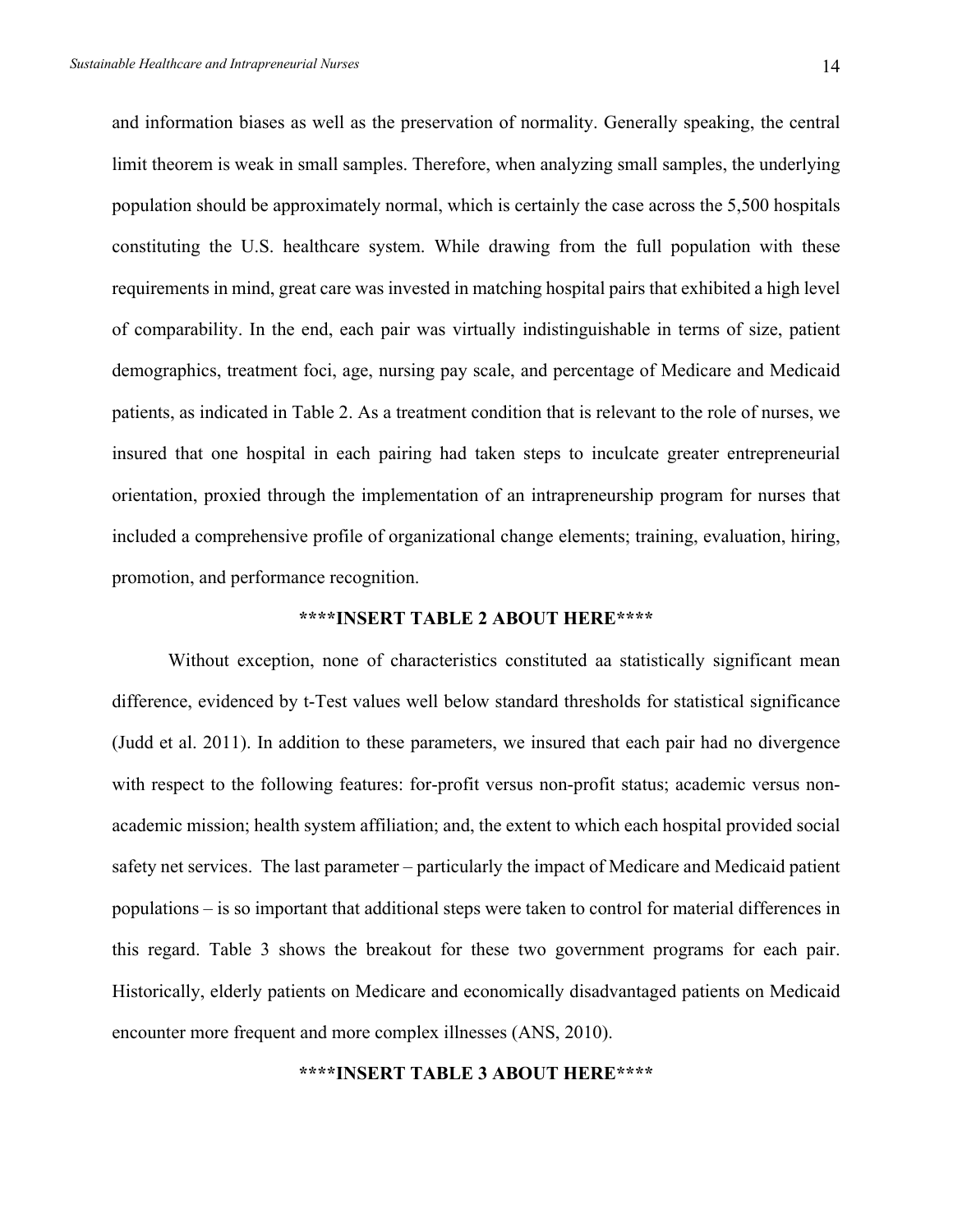and information biases as well as the preservation of normality. Generally speaking, the central limit theorem is weak in small samples. Therefore, when analyzing small samples, the underlying population should be approximately normal, which is certainly the case across the 5,500 hospitals constituting the U.S. healthcare system. While drawing from the full population with these requirements in mind, great care was invested in matching hospital pairs that exhibited a high level of comparability. In the end, each pair was virtually indistinguishable in terms of size, patient demographics, treatment foci, age, nursing pay scale, and percentage of Medicare and Medicaid patients, as indicated in Table 2. As a treatment condition that is relevant to the role of nurses, we insured that one hospital in each pairing had taken steps to inculcate greater entrepreneurial orientation, proxied through the implementation of an intrapreneurship program for nurses that included a comprehensive profile of organizational change elements; training, evaluation, hiring, promotion, and performance recognition.

**\*\*\*\*INSERT TABLE 2 ABOUT HERE\*\*\*\***

Without exception, none of characteristics constituted aa statistically significant mean difference, evidenced by t-Test values well below standard thresholds for statistical significance (Judd et al. 2011). In addition to these parameters, we insured that each pair had no divergence with respect to the following features: for-profit versus non-profit status; academic versus non-academic mission; health system affiliation; and, the extent to which each hospital provided social safety net services. The last parameter – particularly the impact of Medicare and Medicaid patient populations – is so important that additional steps were taken to control for material differences in this regard. Table 3 shows the breakout for these two government programs for each pair. Historically, elderly patients on Medicare and economically disadvantaged patients on Medicaid encounter more frequent and more complex illnesses (ANS, 2010).

**\*\*\*\*INSERT TABLE 3 ABOUT HERE\*\*\*\***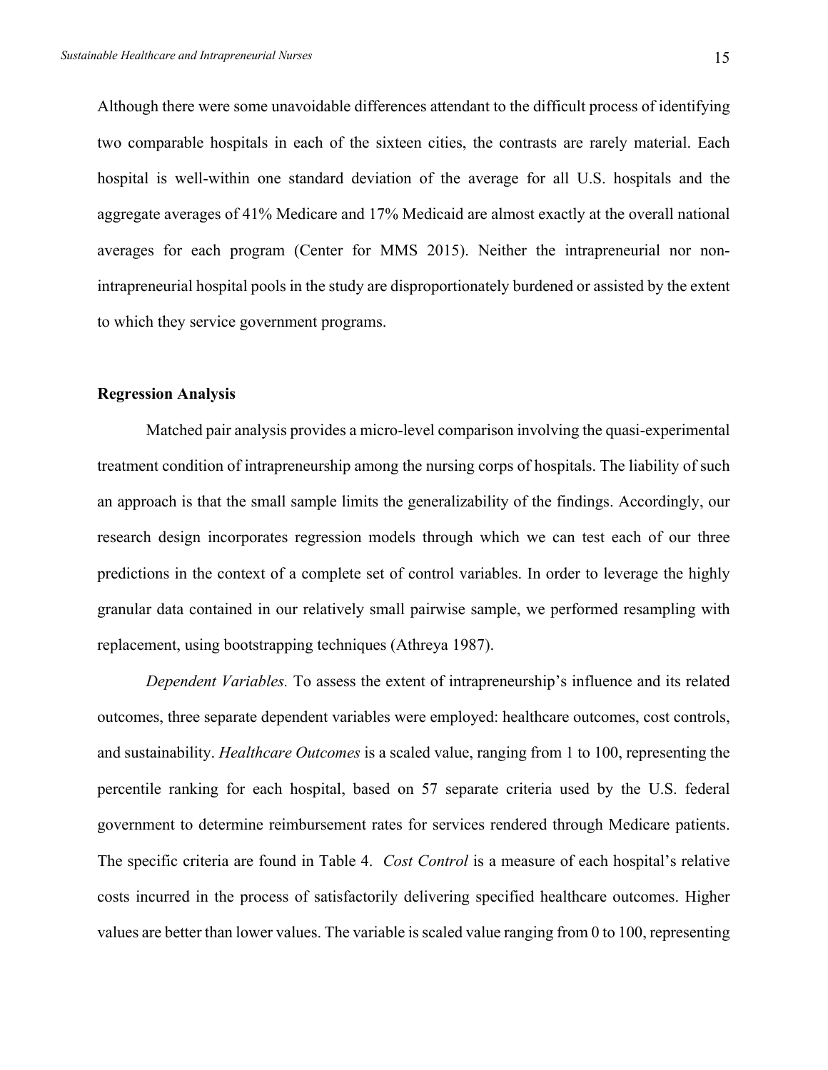Although there were some unavoidable differences attendant to the difficult process of identifying two comparable hospitals in each of the sixteen cities, the contrasts are rarely material. Each hospital is well-within one standard deviation of the average for all U.S. hospitals and the aggregate averages of 41% Medicare and 17% Medicaid are almost exactly at the overall national averages for each program (Center for MMS 2015). Neither the intrapreneurial nor non-intrapreneurial hospital pools in the study are disproportionately burdened or assisted by the extent to which they service government programs.

### Regression Analysis

Matched pair analysis provides a micro-level comparison involving the quasi-experimental treatment condition of intrapreneurship among the nursing corps of hospitals. The liability of such an approach is that the small sample limits the generalizability of the findings. Accordingly, our research design incorporates regression models through which we can test each of our three predictions in the context of a complete set of control variables. In order to leverage the highly granular data contained in our relatively small pairwise sample, we performed resampling with replacement, using bootstrapping techniques (Athreya 1987).

*Dependent Variables.* To assess the extent of intrapreneurship's influence and its related outcomes, three separate dependent variables were employed: healthcare outcomes, cost controls, and sustainability. *Healthcare Outcomes* is a scaled value, ranging from 1 to 100, representing the percentile ranking for each hospital, based on 57 separate criteria used by the U.S. federal government to determine reimbursement rates for services rendered through Medicare patients. The specific criteria are found in Table 4. *Cost Control* is a measure of each hospital's relative costs incurred in the process of satisfactorily delivering specified healthcare outcomes. Higher values are better than lower values. The variable is scaled value ranging from 0 to 100, representing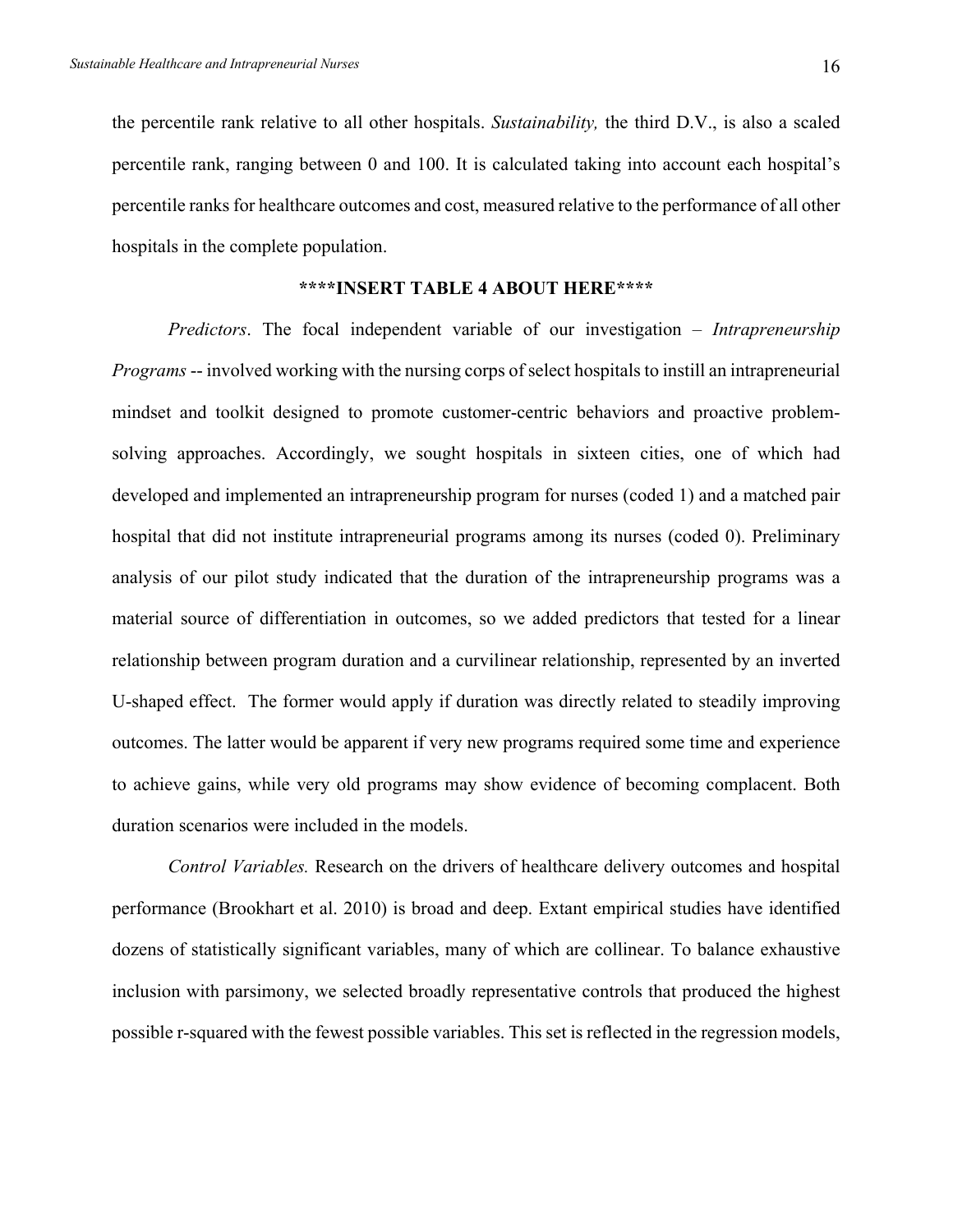the percentile rank relative to all other hospitals. *Sustainability,* the third D.V., is also a scaled percentile rank, ranging between 0 and 100. It is calculated taking into account each hospital's percentile ranks for healthcare outcomes and cost, measured relative to the performance of all other hospitals in the complete population.

**\*\*\*\*INSERT TABLE 4 ABOUT HERE\*\*\*\***

*Predictors*. The focal independent variable of our investigation – *Intrapreneurship Programs* -- involved working with the nursing corps of select hospitals to instill an intrapreneurial mindset and toolkit designed to promote customer-centric behaviors and proactive problem-solving approaches. Accordingly, we sought hospitals in sixteen cities, one of which had developed and implemented an intrapreneurship program for nurses (coded 1) and a matched pair hospital that did not institute intrapreneurial programs among its nurses (coded 0). Preliminary analysis of our pilot study indicated that the duration of the intrapreneurship programs was a material source of differentiation in outcomes, so we added predictors that tested for a linear relationship between program duration and a curvilinear relationship, represented by an inverted U-shaped effect. The former would apply if duration was directly related to steadily improving outcomes. The latter would be apparent if very new programs required some time and experience to achieve gains, while very old programs may show evidence of becoming complacent. Both duration scenarios were included in the models.

*Control Variables.* Research on the drivers of healthcare delivery outcomes and hospital performance (Brookhart et al. 2010) is broad and deep. Extant empirical studies have identified dozens of statistically significant variables, many of which are collinear. To balance exhaustive inclusion with parsimony, we selected broadly representative controls that produced the highest possible r-squared with the fewest possible variables. This set is reflected in the regression models,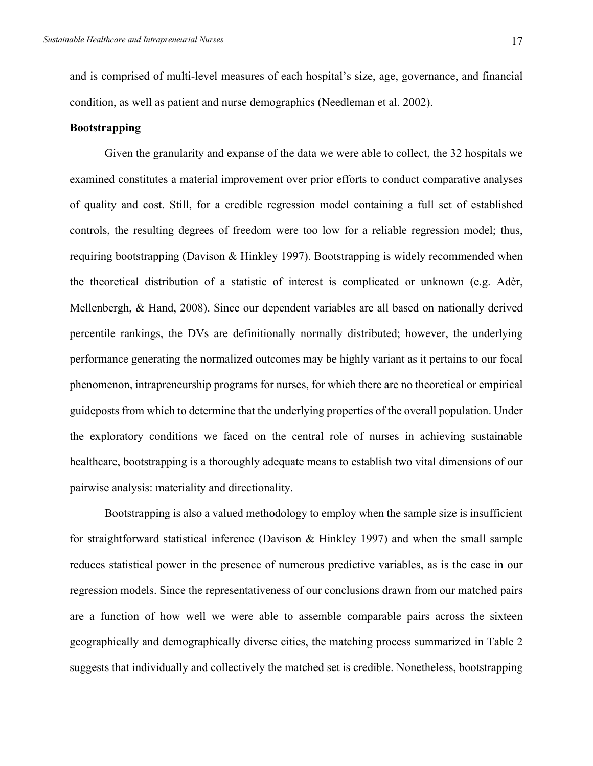and is comprised of multi-level measures of each hospital's size, age, governance, and financial condition, as well as patient and nurse demographics (Needleman et al. 2002).

**Bootstrapping**

Given the granularity and expanse of the data we were able to collect, the 32 hospitals we examined constitutes a material improvement over prior efforts to conduct comparative analyses of quality and cost. Still, for a credible regression model containing a full set of established controls, the resulting degrees of freedom were too low for a reliable regression model; thus, requiring bootstrapping (Davison & Hinkley 1997). Bootstrapping is widely recommended when the theoretical distribution of a statistic of interest is complicated or unknown (e.g. Adèr, Mellenbergh, & Hand, 2008). Since our dependent variables are all based on nationally derived percentile rankings, the DVs are definitionally normally distributed; however, the underlying performance generating the normalized outcomes may be highly variant as it pertains to our focal phenomenon, intrapreneurship programs for nurses, for which there are no theoretical or empirical guideposts from which to determine that the underlying properties of the overall population. Under the exploratory conditions we faced on the central role of nurses in achieving sustainable healthcare, bootstrapping is a thoroughly adequate means to establish two vital dimensions of our pairwise analysis: materiality and directionality.

Bootstrapping is also a valued methodology to employ when the sample size is insufficient for straightforward statistical inference (Davison & Hinkley 1997) and when the small sample reduces statistical power in the presence of numerous predictive variables, as is the case in our regression models. Since the representativeness of our conclusions drawn from our matched pairs are a function of how well we were able to assemble comparable pairs across the sixteen geographically and demographically diverse cities, the matching process summarized in Table 2 suggests that individually and collectively the matched set is credible. Nonetheless, bootstrapping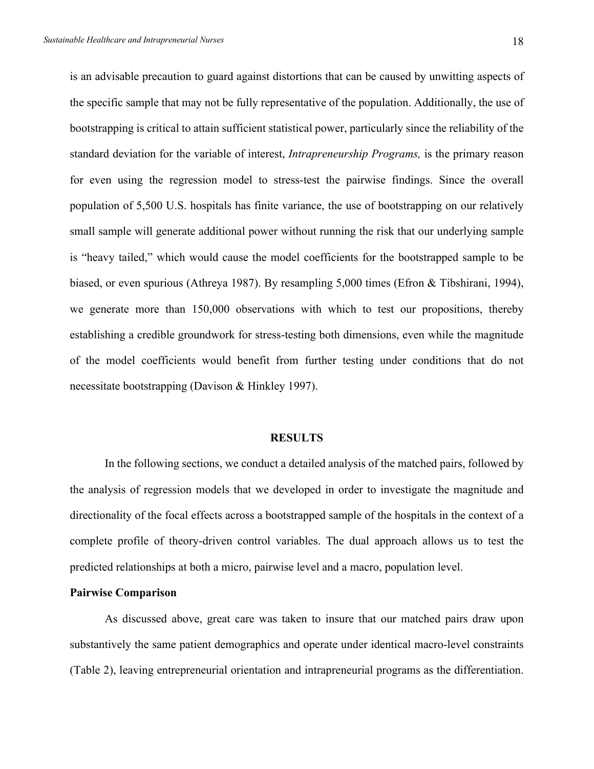is an advisable precaution to guard against distortions that can be caused by unwitting aspects of the specific sample that may not be fully representative of the population. Additionally, the use of bootstrapping is critical to attain sufficient statistical power, particularly since the reliability of the standard deviation for the variable of interest, *Intrapreneurship Programs,* is the primary reason for even using the regression model to stress-test the pairwise findings. Since the overall population of 5,500 U.S. hospitals has finite variance, the use of bootstrapping on our relatively small sample will generate additional power without running the risk that our underlying sample is "heavy tailed," which would cause the model coefficients for the bootstrapped sample to be biased, or even spurious (Athreya 1987). By resampling 5,000 times (Efron & Tibshirani, 1994), we generate more than 150,000 observations with which to test our propositions, thereby establishing a credible groundwork for stress-testing both dimensions, even while the magnitude of the model coefficients would benefit from further testing under conditions that do not necessitate bootstrapping (Davison & Hinkley 1997).

## RESULTS

In the following sections, we conduct a detailed analysis of the matched pairs, followed by the analysis of regression models that we developed in order to investigate the magnitude and directionality of the focal effects across a bootstrapped sample of the hospitals in the context of a complete profile of theory-driven control variables. The dual approach allows us to test the predicted relationships at both a micro, pairwise level and a macro, population level.

### Pairwise Comparison

As discussed above, great care was taken to insure that our matched pairs draw upon substantively the same patient demographics and operate under identical macro-level constraints (Table 2), leaving entrepreneurial orientation and intrapreneurial programs as the differentiation.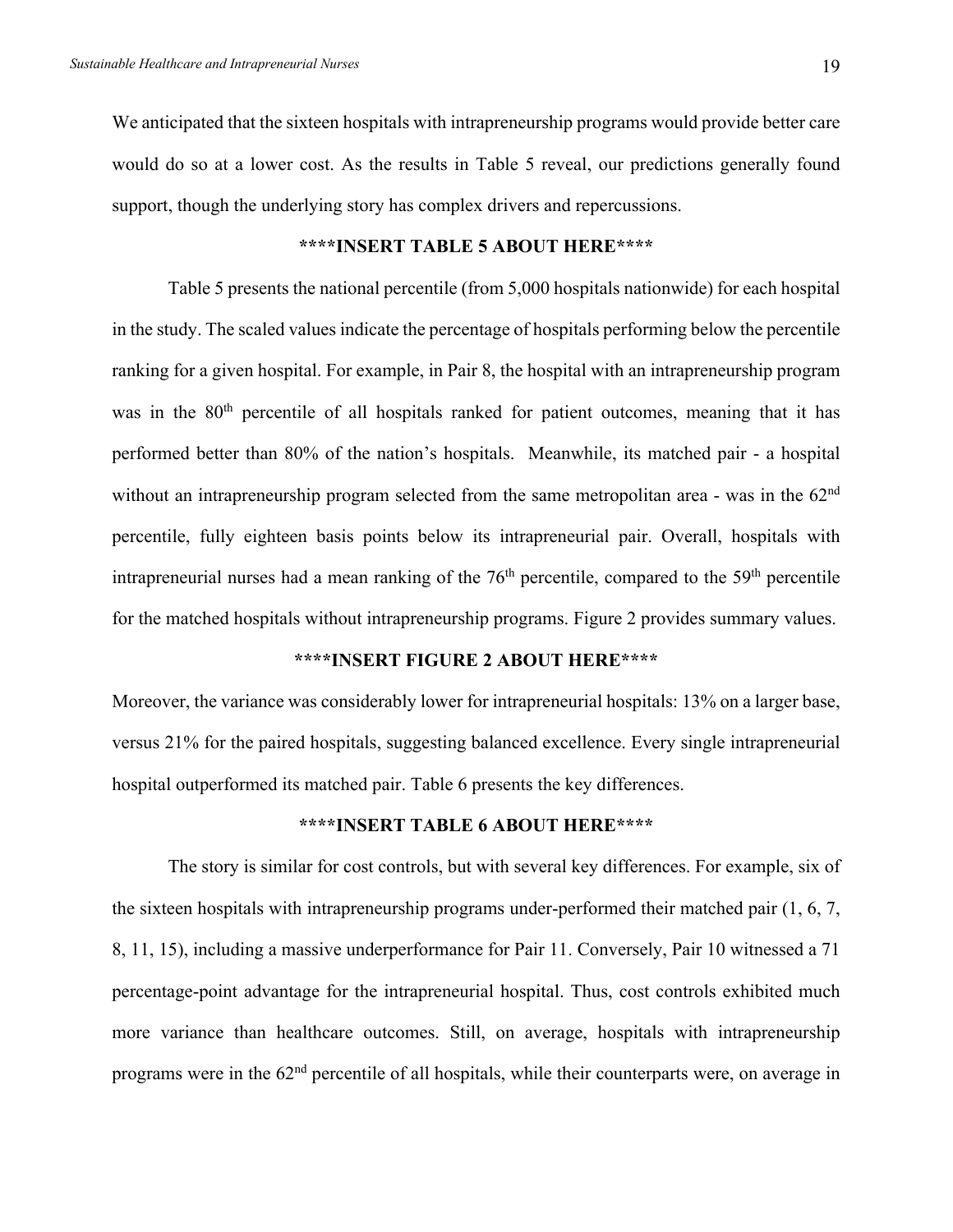We anticipated that the sixteen hospitals with intrapreneurship programs would provide better care would do so at a lower cost. As the results in Table 5 reveal, our predictions generally found support, though the underlying story has complex drivers and repercussions.

**\*\*\*\*INSERT TABLE 5 ABOUT HERE\*\*\*\***

Table 5 presents the national percentile (from 5,000 hospitals nationwide) for each hospital in the study. The scaled values indicate the percentage of hospitals performing below the percentile ranking for a given hospital. For example, in Pair 8, the hospital with an intrapreneurship program was in the 80th percentile of all hospitals ranked for patient outcomes, meaning that it has performed better than 80% of the nation's hospitals. Meanwhile, its matched pair - a hospital without an intrapreneurship program selected from the same metropolitan area - was in the 62nd percentile, fully eighteen basis points below its intrapreneurial pair. Overall, hospitals with intrapreneurial nurses had a mean ranking of the 76th percentile, compared to the 59th percentile for the matched hospitals without intrapreneurship programs. Figure 2 provides summary values.

**\*\*\*\*INSERT FIGURE 2 ABOUT HERE\*\*\*\***

Moreover, the variance was considerably lower for intrapreneurial hospitals: 13% on a larger base, versus 21% for the paired hospitals, suggesting balanced excellence. Every single intrapreneurial hospital outperformed its matched pair. Table 6 presents the key differences.

**\*\*\*\*INSERT TABLE 6 ABOUT HERE\*\*\*\***

The story is similar for cost controls, but with several key differences. For example, six of the sixteen hospitals with intrapreneurship programs under-performed their matched pair (1, 6, 7, 8, 11, 15), including a massive underperformance for Pair 11. Conversely, Pair 10 witnessed a 71 percentage-point advantage for the intrapreneurial hospital. Thus, cost controls exhibited much more variance than healthcare outcomes. Still, on average, hospitals with intrapreneurship programs were in the 62nd percentile of all hospitals, while their counterparts were, on average in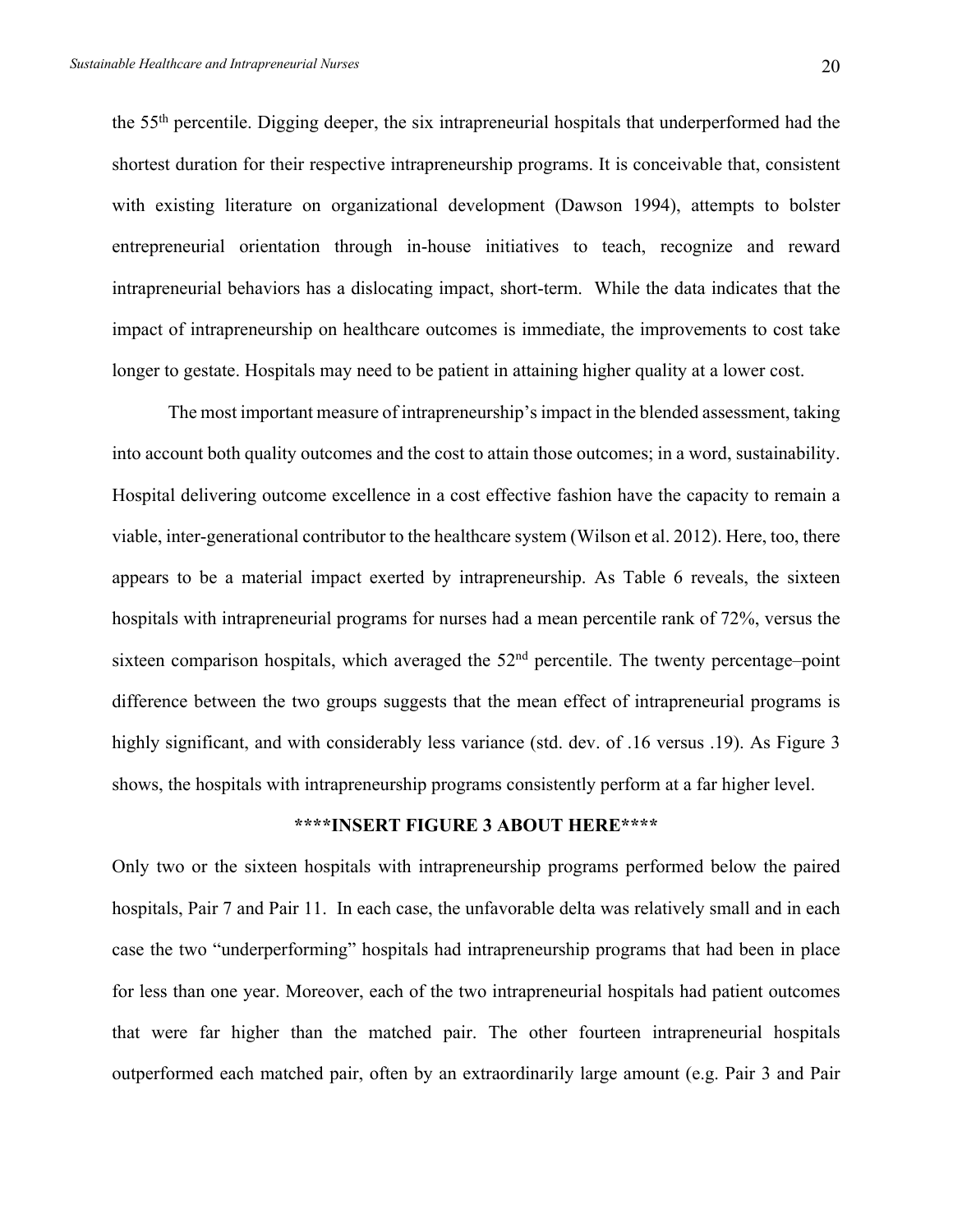the 55th percentile. Digging deeper, the six intrapreneurial hospitals that underperformed had the shortest duration for their respective intrapreneurship programs. It is conceivable that, consistent with existing literature on organizational development (Dawson 1994), attempts to bolster entrepreneurial orientation through in-house initiatives to teach, recognize and reward intrapreneurial behaviors has a dislocating impact, short-term. While the data indicates that the impact of intrapreneurship on healthcare outcomes is immediate, the improvements to cost take longer to gestate. Hospitals may need to be patient in attaining higher quality at a lower cost.

The most important measure of intrapreneurship's impact in the blended assessment, taking into account both quality outcomes and the cost to attain those outcomes; in a word, sustainability. Hospital delivering outcome excellence in a cost effective fashion have the capacity to remain a viable, inter-generational contributor to the healthcare system (Wilson et al. 2012). Here, too, there appears to be a material impact exerted by intrapreneurship. As Table 6 reveals, the sixteen hospitals with intrapreneurial programs for nurses had a mean percentile rank of 72%, versus the sixteen comparison hospitals, which averaged the 52nd percentile. The twenty percentage–point difference between the two groups suggests that the mean effect of intrapreneurial programs is highly significant, and with considerably less variance (std. dev. of .16 versus .19). As Figure 3 shows, the hospitals with intrapreneurship programs consistently perform at a far higher level.

**\*\*\*\*INSERT FIGURE 3 ABOUT HERE\*\*\*\***

Only two or the sixteen hospitals with intrapreneurship programs performed below the paired hospitals, Pair 7 and Pair 11. In each case, the unfavorable delta was relatively small and in each case the two "underperforming" hospitals had intrapreneurship programs that had been in place for less than one year. Moreover, each of the two intrapreneurial hospitals had patient outcomes that were far higher than the matched pair. The other fourteen intrapreneurial hospitals outperformed each matched pair, often by an extraordinarily large amount (e.g. Pair 3 and Pair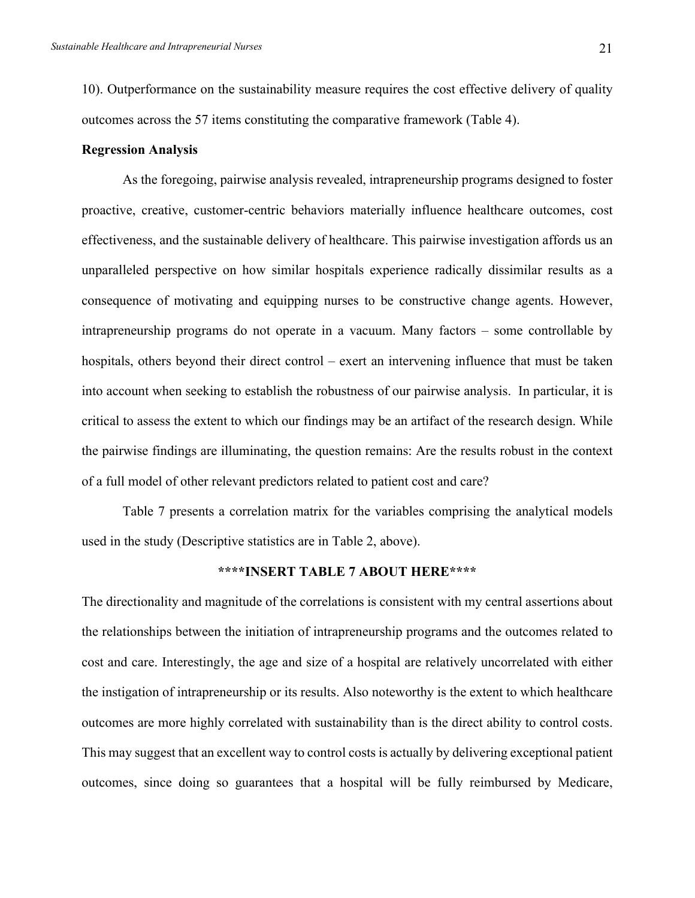10). Outperformance on the sustainability measure requires the cost effective delivery of quality outcomes across the 57 items constituting the comparative framework (Table 4).

**Regression Analysis**

As the foregoing, pairwise analysis revealed, intrapreneurship programs designed to foster proactive, creative, customer-centric behaviors materially influence healthcare outcomes, cost effectiveness, and the sustainable delivery of healthcare. This pairwise investigation affords us an unparalleled perspective on how similar hospitals experience radically dissimilar results as a consequence of motivating and equipping nurses to be constructive change agents. However, intrapreneurship programs do not operate in a vacuum. Many factors – some controllable by hospitals, others beyond their direct control – exert an intervening influence that must be taken into account when seeking to establish the robustness of our pairwise analysis. In particular, it is critical to assess the extent to which our findings may be an artifact of the research design. While the pairwise findings are illuminating, the question remains: Are the results robust in the context of a full model of other relevant predictors related to patient cost and care?

Table 7 presents a correlation matrix for the variables comprising the analytical models used in the study (Descriptive statistics are in Table 2, above).

**\*\*\*\*INSERT TABLE 7 ABOUT HERE\*\*\*\***

The directionality and magnitude of the correlations is consistent with my central assertions about the relationships between the initiation of intrapreneurship programs and the outcomes related to cost and care. Interestingly, the age and size of a hospital are relatively uncorrelated with either the instigation of intrapreneurship or its results. Also noteworthy is the extent to which healthcare outcomes are more highly correlated with sustainability than is the direct ability to control costs. This may suggest that an excellent way to control costs is actually by delivering exceptional patient outcomes, since doing so guarantees that a hospital will be fully reimbursed by Medicare,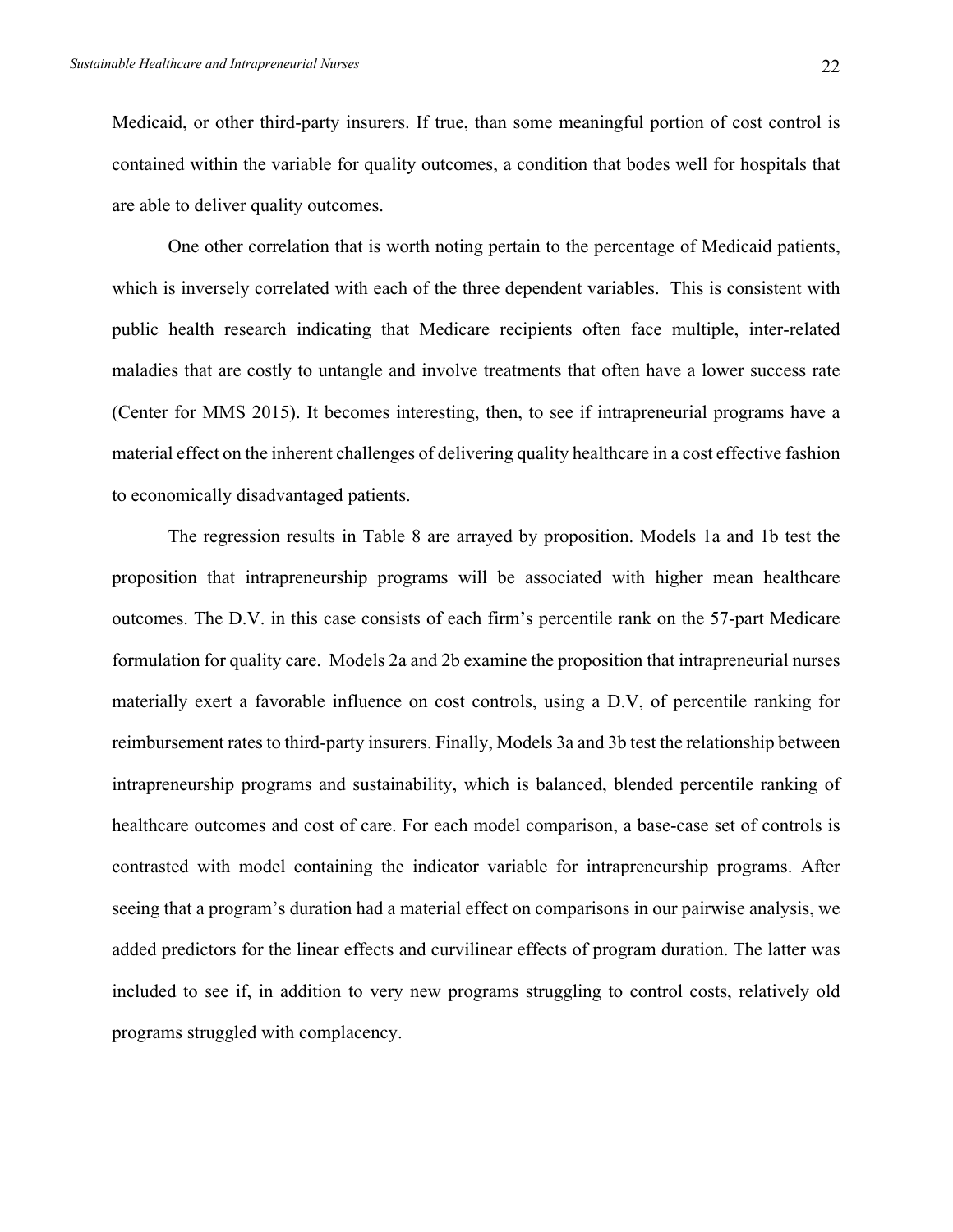Medicaid, or other third-party insurers. If true, than some meaningful portion of cost control is contained within the variable for quality outcomes, a condition that bodes well for hospitals that are able to deliver quality outcomes.

One other correlation that is worth noting pertain to the percentage of Medicaid patients, which is inversely correlated with each of the three dependent variables. This is consistent with public health research indicating that Medicare recipients often face multiple, inter-related maladies that are costly to untangle and involve treatments that often have a lower success rate (Center for MMS 2015). It becomes interesting, then, to see if intrapreneurial programs have a material effect on the inherent challenges of delivering quality healthcare in a cost effective fashion to economically disadvantaged patients.

The regression results in Table 8 are arrayed by proposition. Models 1a and 1b test the proposition that intrapreneurship programs will be associated with higher mean healthcare outcomes. The D.V. in this case consists of each firm's percentile rank on the 57-part Medicare formulation for quality care. Models 2a and 2b examine the proposition that intrapreneurial nurses materially exert a favorable influence on cost controls, using a D.V, of percentile ranking for reimbursement rates to third-party insurers. Finally, Models 3a and 3b test the relationship between intrapreneurship programs and sustainability, which is balanced, blended percentile ranking of healthcare outcomes and cost of care. For each model comparison, a base-case set of controls is contrasted with model containing the indicator variable for intrapreneurship programs. After seeing that a program's duration had a material effect on comparisons in our pairwise analysis, we added predictors for the linear effects and curvilinear effects of program duration. The latter was included to see if, in addition to very new programs struggling to control costs, relatively old programs struggled with complacency.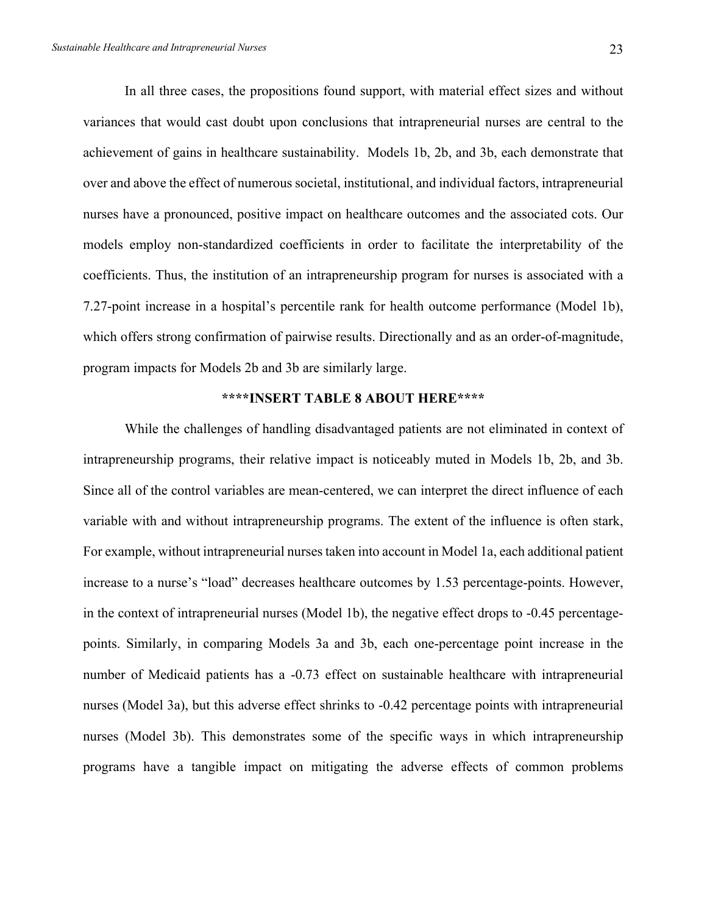In all three cases, the propositions found support, with material effect sizes and without variances that would cast doubt upon conclusions that intrapreneurial nurses are central to the achievement of gains in healthcare sustainability. Models 1b, 2b, and 3b, each demonstrate that over and above the effect of numerous societal, institutional, and individual factors, intrapreneurial nurses have a pronounced, positive impact on healthcare outcomes and the associated cots. Our models employ non-standardized coefficients in order to facilitate the interpretability of the coefficients. Thus, the institution of an intrapreneurship program for nurses is associated with a 7.27-point increase in a hospital's percentile rank for health outcome performance (Model 1b), which offers strong confirmation of pairwise results. Directionally and as an order-of-magnitude, program impacts for Models 2b and 3b are similarly large.

**\*\*\*\*INSERT TABLE 8 ABOUT HERE\*\*\*\***

While the challenges of handling disadvantaged patients are not eliminated in context of intrapreneurship programs, their relative impact is noticeably muted in Models 1b, 2b, and 3b. Since all of the control variables are mean-centered, we can interpret the direct influence of each variable with and without intrapreneurship programs. The extent of the influence is often stark, For example, without intrapreneurial nurses taken into account in Model 1a, each additional patient increase to a nurse's "load" decreases healthcare outcomes by 1.53 percentage-points. However, in the context of intrapreneurial nurses (Model 1b), the negative effect drops to -0.45 percentage-points. Similarly, in comparing Models 3a and 3b, each one-percentage point increase in the number of Medicaid patients has a -0.73 effect on sustainable healthcare with intrapreneurial nurses (Model 3a), but this adverse effect shrinks to -0.42 percentage points with intrapreneurial nurses (Model 3b). This demonstrates some of the specific ways in which intrapreneurship programs have a tangible impact on mitigating the adverse effects of common problems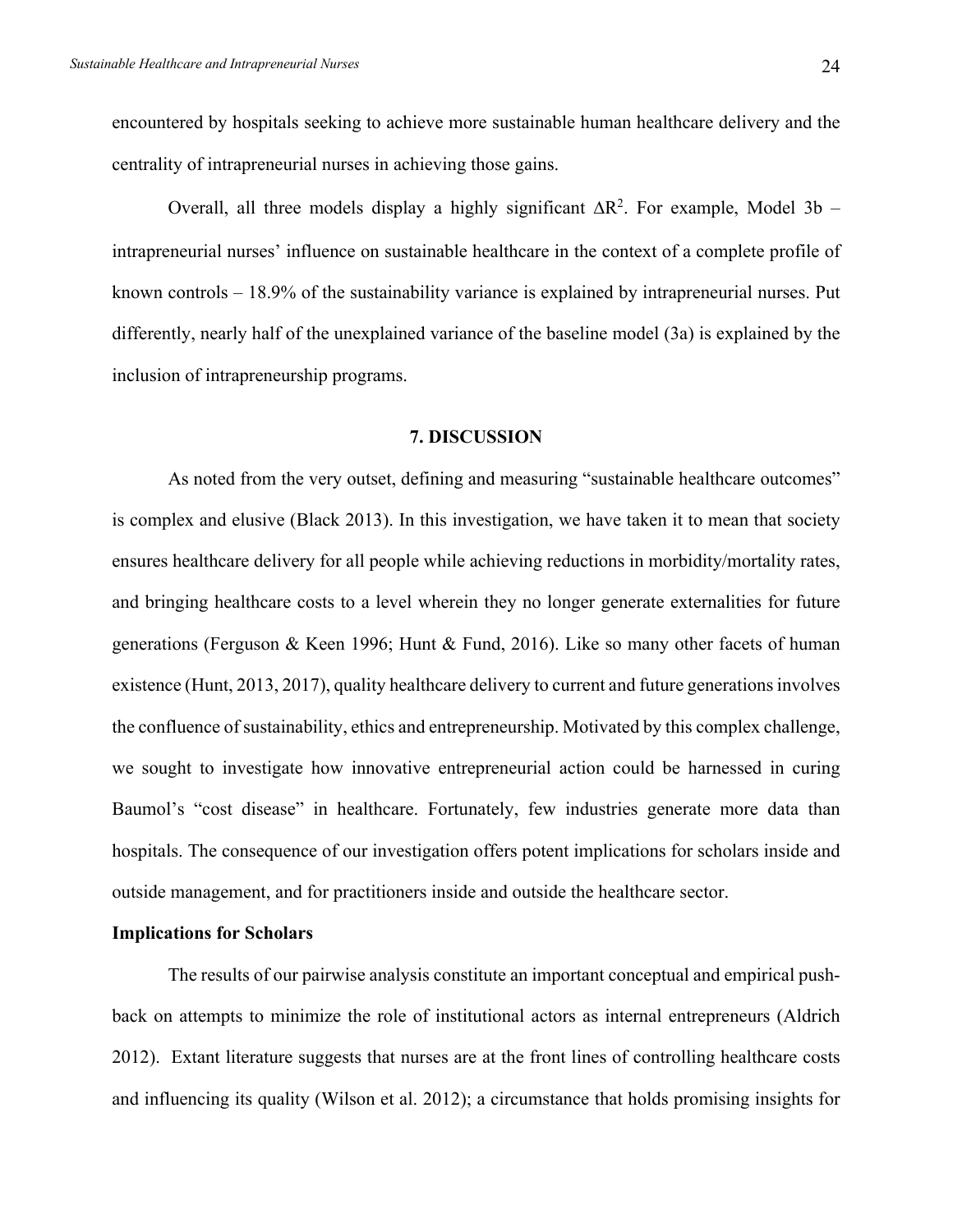encountered by hospitals seeking to achieve more sustainable human healthcare delivery and the centrality of intrapreneurial nurses in achieving those gains.

Overall, all three models display a highly significant $\Delta R^2$. For example, Model 3b – intrapreneurial nurses' influence on sustainable healthcare in the context of a complete profile of known controls – 18.9% of the sustainability variance is explained by intrapreneurial nurses. Put differently, nearly half of the unexplained variance of the baseline model (3a) is explained by the inclusion of intrapreneurship programs.

## 7. DISCUSSION

As noted from the very outset, defining and measuring "sustainable healthcare outcomes" is complex and elusive (Black 2013). In this investigation, we have taken it to mean that society ensures healthcare delivery for all people while achieving reductions in morbidity/mortality rates, and bringing healthcare costs to a level wherein they no longer generate externalities for future generations (Ferguson & Keen 1996; Hunt & Fund, 2016). Like so many other facets of human existence (Hunt, 2013, 2017), quality healthcare delivery to current and future generations involves the confluence of sustainability, ethics and entrepreneurship. Motivated by this complex challenge, we sought to investigate how innovative entrepreneurial action could be harnessed in curing Baumol's "cost disease" in healthcare. Fortunately, few industries generate more data than hospitals. The consequence of our investigation offers potent implications for scholars inside and outside management, and for practitioners inside and outside the healthcare sector.

### Implications for Scholars

The results of our pairwise analysis constitute an important conceptual and empirical push-back on attempts to minimize the role of institutional actors as internal entrepreneurs (Aldrich 2012). Extant literature suggests that nurses are at the front lines of controlling healthcare costs and influencing its quality (Wilson et al. 2012); a circumstance that holds promising insights for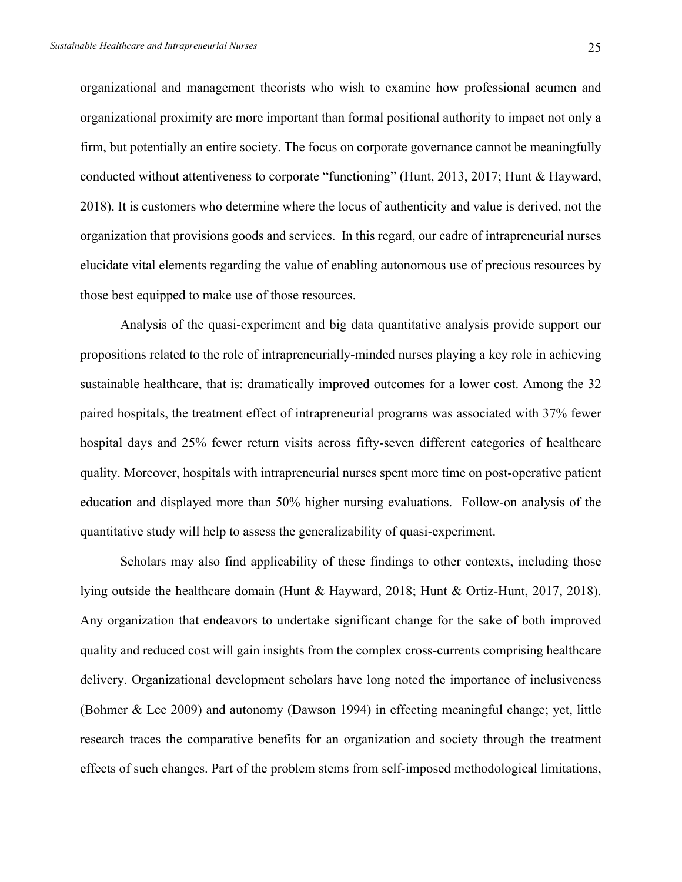organizational and management theorists who wish to examine how professional acumen and organizational proximity are more important than formal positional authority to impact not only a firm, but potentially an entire society. The focus on corporate governance cannot be meaningfully conducted without attentiveness to corporate "functioning" (Hunt, 2013, 2017; Hunt & Hayward, 2018). It is customers who determine where the locus of authenticity and value is derived, not the organization that provisions goods and services. In this regard, our cadre of intrapreneurial nurses elucidate vital elements regarding the value of enabling autonomous use of precious resources by those best equipped to make use of those resources.

Analysis of the quasi-experiment and big data quantitative analysis provide support our propositions related to the role of intrapreneurially-minded nurses playing a key role in achieving sustainable healthcare, that is: dramatically improved outcomes for a lower cost. Among the 32 paired hospitals, the treatment effect of intrapreneurial programs was associated with 37% fewer hospital days and 25% fewer return visits across fifty-seven different categories of healthcare quality. Moreover, hospitals with intrapreneurial nurses spent more time on post-operative patient education and displayed more than 50% higher nursing evaluations. Follow-on analysis of the quantitative study will help to assess the generalizability of quasi-experiment.

Scholars may also find applicability of these findings to other contexts, including those lying outside the healthcare domain (Hunt & Hayward, 2018; Hunt & Ortiz-Hunt, 2017, 2018). Any organization that endeavors to undertake significant change for the sake of both improved quality and reduced cost will gain insights from the complex cross-currents comprising healthcare delivery. Organizational development scholars have long noted the importance of inclusiveness (Bohmer & Lee 2009) and autonomy (Dawson 1994) in effecting meaningful change; yet, little research traces the comparative benefits for an organization and society through the treatment effects of such changes. Part of the problem stems from self-imposed methodological limitations,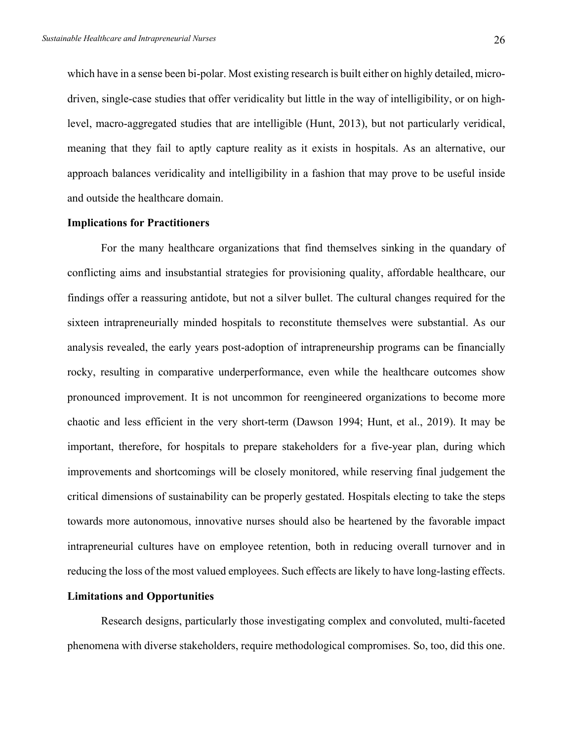which have in a sense been bi-polar. Most existing research is built either on highly detailed, micro-driven, single-case studies that offer veridicality but little in the way of intelligibility, or on high-level, macro-aggregated studies that are intelligible (Hunt, 2013), but not particularly veridical, meaning that they fail to aptly capture reality as it exists in hospitals. As an alternative, our approach balances veridicality and intelligibility in a fashion that may prove to be useful inside and outside the healthcare domain.

**Implications for Practitioners**

For the many healthcare organizations that find themselves sinking in the quandary of conflicting aims and insubstantial strategies for provisioning quality, affordable healthcare, our findings offer a reassuring antidote, but not a silver bullet. The cultural changes required for the sixteen intrapreneurially minded hospitals to reconstitute themselves were substantial. As our analysis revealed, the early years post-adoption of intrapreneurship programs can be financially rocky, resulting in comparative underperformance, even while the healthcare outcomes show pronounced improvement. It is not uncommon for reengineered organizations to become more chaotic and less efficient in the very short-term (Dawson 1994; Hunt, et al., 2019). It may be important, therefore, for hospitals to prepare stakeholders for a five-year plan, during which improvements and shortcomings will be closely monitored, while reserving final judgement the critical dimensions of sustainability can be properly gestated. Hospitals electing to take the steps towards more autonomous, innovative nurses should also be heartened by the favorable impact intrapreneurial cultures have on employee retention, both in reducing overall turnover and in reducing the loss of the most valued employees. Such effects are likely to have long-lasting effects.

**Limitations and Opportunities**

Research designs, particularly those investigating complex and convoluted, multi-faceted phenomena with diverse stakeholders, require methodological compromises. So, too, did this one.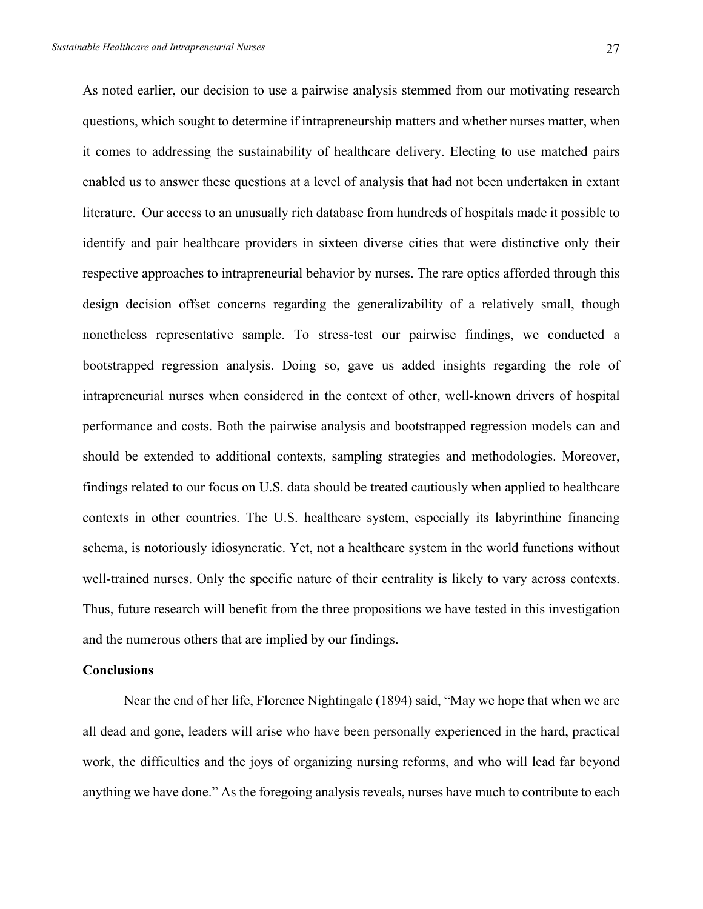As noted earlier, our decision to use a pairwise analysis stemmed from our motivating research questions, which sought to determine if intrapreneurship matters and whether nurses matter, when it comes to addressing the sustainability of healthcare delivery. Electing to use matched pairs enabled us to answer these questions at a level of analysis that had not been undertaken in extant literature. Our access to an unusually rich database from hundreds of hospitals made it possible to identify and pair healthcare providers in sixteen diverse cities that were distinctive only their respective approaches to intrapreneurial behavior by nurses. The rare optics afforded through this design decision offset concerns regarding the generalizability of a relatively small, though nonetheless representative sample. To stress-test our pairwise findings, we conducted a bootstrapped regression analysis. Doing so, gave us added insights regarding the role of intrapreneurial nurses when considered in the context of other, well-known drivers of hospital performance and costs. Both the pairwise analysis and bootstrapped regression models can and should be extended to additional contexts, sampling strategies and methodologies. Moreover, findings related to our focus on U.S. data should be treated cautiously when applied to healthcare contexts in other countries. The U.S. healthcare system, especially its labyrinthine financing schema, is notoriously idiosyncratic. Yet, not a healthcare system in the world functions without well-trained nurses. Only the specific nature of their centrality is likely to vary across contexts. Thus, future research will benefit from the three propositions we have tested in this investigation and the numerous others that are implied by our findings.

**Conclusions**

Near the end of her life, Florence Nightingale (1894) said, "May we hope that when we are all dead and gone, leaders will arise who have been personally experienced in the hard, practical work, the difficulties and the joys of organizing nursing reforms, and who will lead far beyond anything we have done." As the foregoing analysis reveals, nurses have much to contribute to each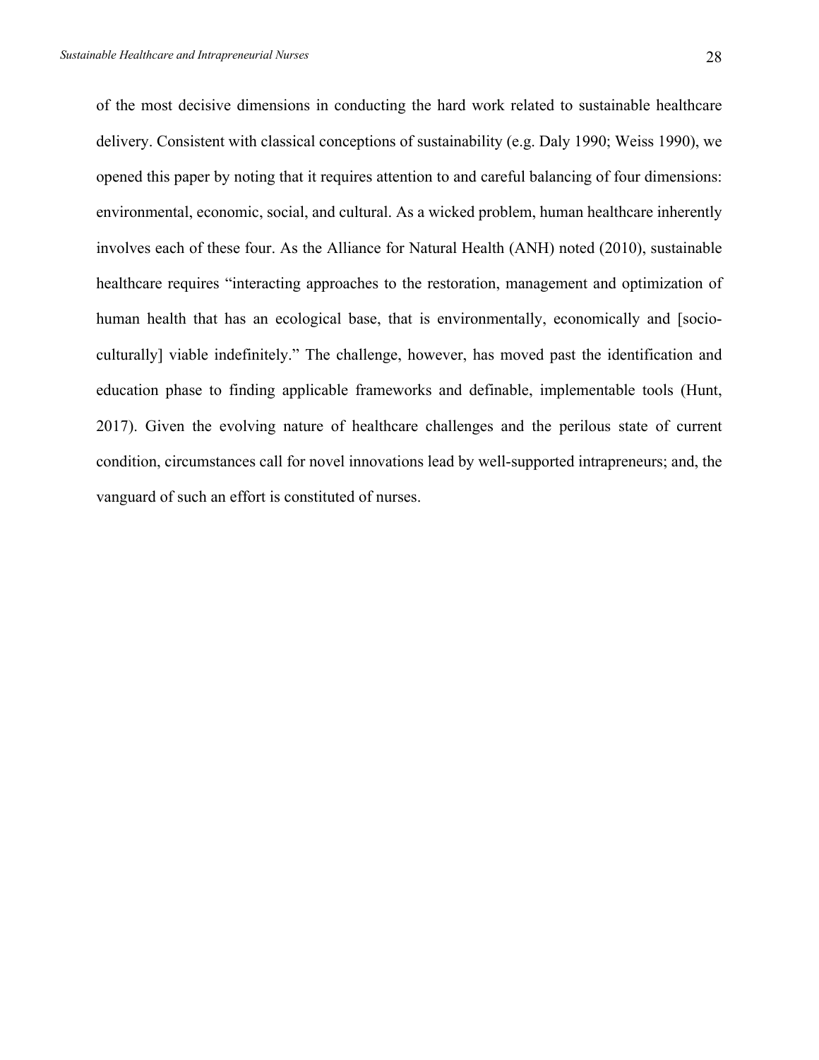of the most decisive dimensions in conducting the hard work related to sustainable healthcare delivery. Consistent with classical conceptions of sustainability (e.g. Daly 1990; Weiss 1990), we opened this paper by noting that it requires attention to and careful balancing of four dimensions: environmental, economic, social, and cultural. As a wicked problem, human healthcare inherently involves each of these four. As the Alliance for Natural Health (ANH) noted (2010), sustainable healthcare requires "interacting approaches to the restoration, management and optimization of human health that has an ecological base, that is environmentally, economically and [socio-culturally] viable indefinitely." The challenge, however, has moved past the identification and education phase to finding applicable frameworks and definable, implementable tools (Hunt, 2017). Given the evolving nature of healthcare challenges and the perilous state of current condition, circumstances call for novel innovations lead by well-supported intrapreneurs; and, the vanguard of such an effort is constituted of nurses.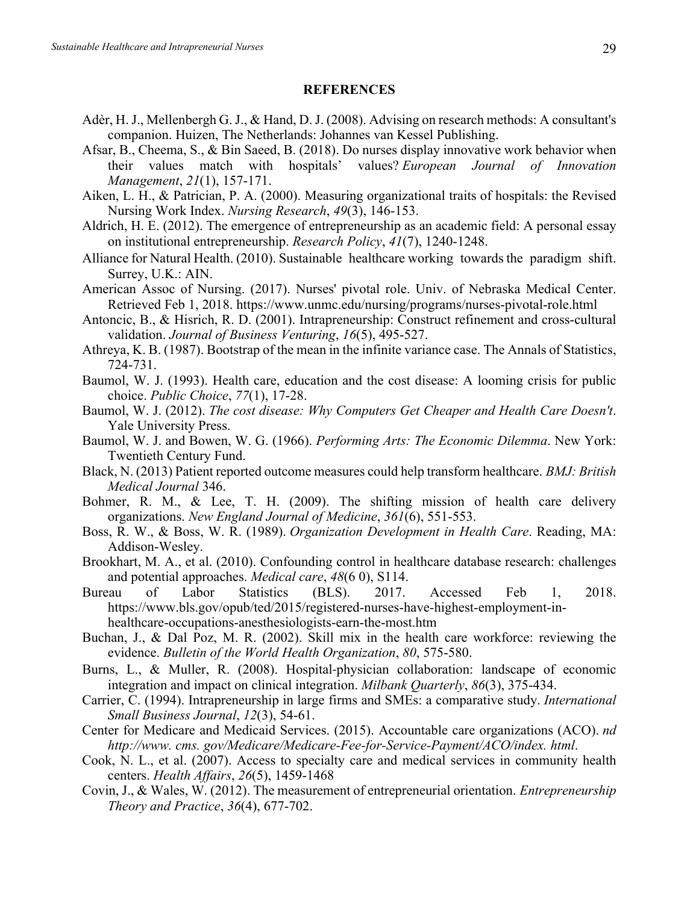## REFERENCES

Adèr, H. J., Mellenbergh G. J., & Hand, D. J. (2008). Advising on research methods: A consultant's companion. Huizen, The Netherlands: Johannes van Kessel Publishing.

Afsar, B., Cheema, S., & Bin Saeed, B. (2018). Do nurses display innovative work behavior when their values match with hospitals' values? *European Journal of Innovation Management*, *21*(1), 157-171.

Aiken, L. H., & Patrician, P. A. (2000). Measuring organizational traits of hospitals: the Revised Nursing Work Index. *Nursing Research*, *49*(3), 146-153.

Aldrich, H. E. (2012). The emergence of entrepreneurship as an academic field: A personal essay on institutional entrepreneurship. *Research Policy*, *41*(7), 1240-1248.

Alliance for Natural Health. (2010). Sustainable healthcare working towards the paradigm shift. Surrey, U.K.: AIN.

American Assoc of Nursing. (2017). Nurses' pivotal role. Univ. of Nebraska Medical Center. Retrieved Feb 1, 2018. https://www.unmc.edu/nursing/programs/nurses-pivotal-role.html

Antoncic, B., & Hisrich, R. D. (2001). Intrapreneurship: Construct refinement and cross-cultural validation. *Journal of Business Venturing*, *16*(5), 495-527.

Athreya, K. B. (1987). Bootstrap of the mean in the infinite variance case. The Annals of Statistics, 724-731.

Baumol, W. J. (1993). Health care, education and the cost disease: A looming crisis for public choice. *Public Choice*, *77*(1), 17-28.

Baumol, W. J. (2012). *The cost disease: Why Computers Get Cheaper and Health Care Doesn't*. Yale University Press.

Baumol, W. J. and Bowen, W. G. (1966). *Performing Arts: The Economic Dilemma*. New York: Twentieth Century Fund.

Black, N. (2013) Patient reported outcome measures could help transform healthcare. *BMJ: British Medical Journal* 346.

Bohmer, R. M., & Lee, T. H. (2009). The shifting mission of health care delivery organizations. *New England Journal of Medicine*, *361*(6), 551-553.

Boss, R. W., & Boss, W. R. (1989). *Organization Development in Health Care*. Reading, MA: Addison-Wesley.

Brookhart, M. A., et al. (2010). Confounding control in healthcare database research: challenges and potential approaches. *Medical care*, *48*(6 0), S114.

Bureau of Labor Statistics (BLS). 2017. Accessed Feb 1, 2018. https://www.bls.gov/opub/ted/2015/registered-nurses-have-highest-employment-in-healthcare-occupations-anesthesiologists-earn-the-most.htm

Buchan, J., & Dal Poz, M. R. (2002). Skill mix in the health care workforce: reviewing the evidence. *Bulletin of the World Health Organization*, *80*, 575-580.

Burns, L., & Muller, R. (2008). Hospital-physician collaboration: landscape of economic integration and impact on clinical integration. *Milbank Quarterly*, *86*(3), 375-434.

Carrier, C. (1994). Intrapreneurship in large firms and SMEs: a comparative study. *International Small Business Journal*, *12*(3), 54-61.

Center for Medicare and Medicaid Services. (2015). Accountable care organizations (ACO). *nd http://www. cms. gov/Medicare/Medicare-Fee-for-Service-Payment/ACO/index. html*.

Cook, N. L., et al. (2007). Access to specialty care and medical services in community health centers. *Health Affairs*, *26*(5), 1459-1468

Covin, J., & Wales, W. (2012). The measurement of entrepreneurial orientation. *Entrepreneurship Theory and Practice*, *36*(4), 677-702.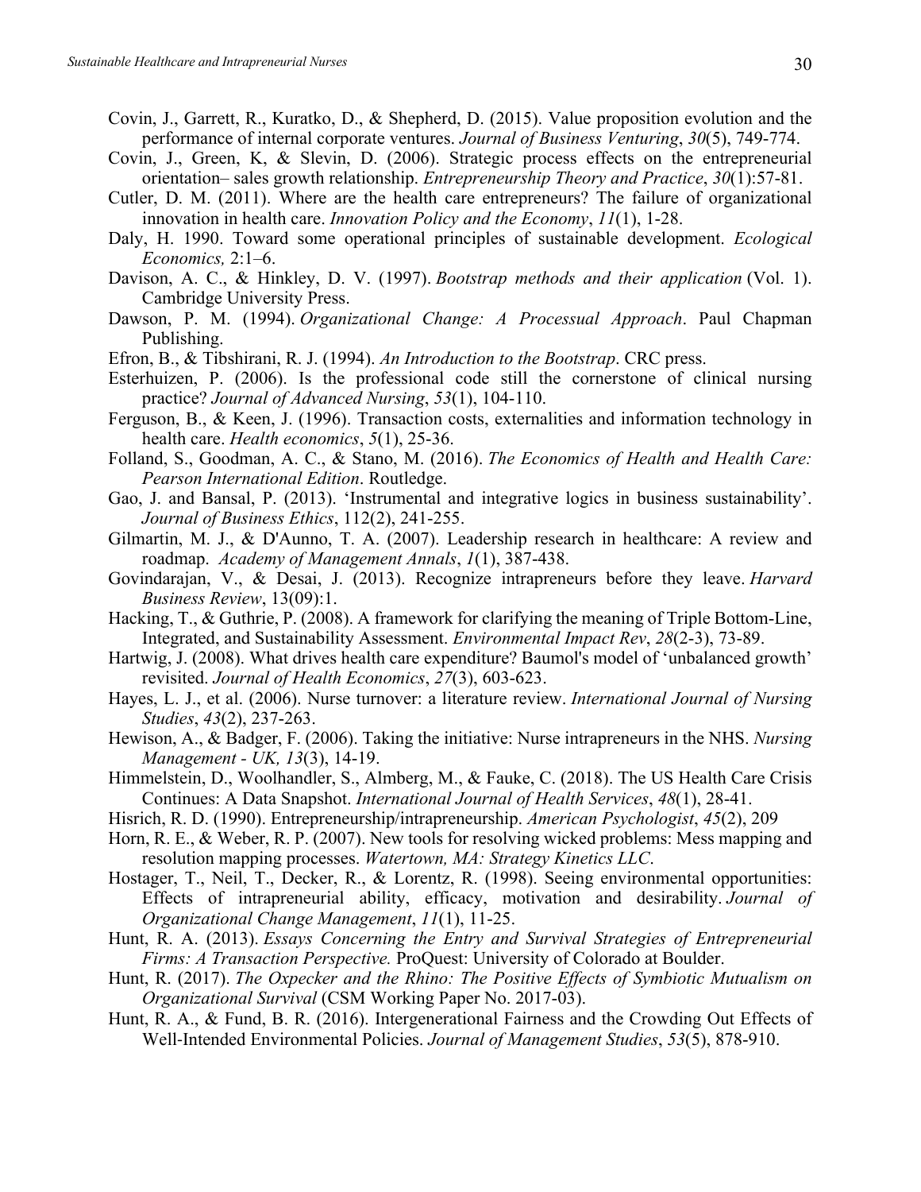Covin, J., Garrett, R., Kuratko, D., & Shepherd, D. (2015). Value proposition evolution and the performance of internal corporate ventures. *Journal of Business Venturing*, *30*(5), 749-774.

Covin, J., Green, K, & Slevin, D. (2006). Strategic process effects on the entrepreneurial orientation– sales growth relationship. *Entrepreneurship Theory and Practice*, *30*(1):57-81.

Cutler, D. M. (2011). Where are the health care entrepreneurs? The failure of organizational innovation in health care. *Innovation Policy and the Economy*, *11*(1), 1-28.

Daly, H. 1990. Toward some operational principles of sustainable development. *Ecological Economics,* 2:1–6.

Davison, A. C., & Hinkley, D. V. (1997). *Bootstrap methods and their application* (Vol. 1). Cambridge University Press.

Dawson, P. M. (1994). *Organizational Change: A Processual Approach*. Paul Chapman Publishing.

Efron, B., & Tibshirani, R. J. (1994). *An Introduction to the Bootstrap*. CRC press.

Esterhuizen, P. (2006). Is the professional code still the cornerstone of clinical nursing practice? *Journal of Advanced Nursing*, *53*(1), 104-110.

Ferguson, B., & Keen, J. (1996). Transaction costs, externalities and information technology in health care. *Health economics*, *5*(1), 25-36.

Folland, S., Goodman, A. C., & Stano, M. (2016). *The Economics of Health and Health Care: Pearson International Edition*. Routledge.

Gao, J. and Bansal, P. (2013). 'Instrumental and integrative logics in business sustainability'. *Journal of Business Ethics*, 112(2), 241-255.

Gilmartin, M. J., & D'Aunno, T. A. (2007). Leadership research in healthcare: A review and roadmap. *Academy of Management Annals*, *1*(1), 387-438.

Govindarajan, V., & Desai, J. (2013). Recognize intrapreneurs before they leave. *Harvard Business Review*, 13(09):1.

Hacking, T., & Guthrie, P. (2008). A framework for clarifying the meaning of Triple Bottom-Line, Integrated, and Sustainability Assessment. *Environmental Impact Rev*, *28*(2-3), 73-89.

Hartwig, J. (2008). What drives health care expenditure? Baumol's model of 'unbalanced growth' revisited. *Journal of Health Economics*, *27*(3), 603-623.

Hayes, L. J., et al. (2006). Nurse turnover: a literature review. *International Journal of Nursing Studies*, *43*(2), 237-263.

Hewison, A., & Badger, F. (2006). Taking the initiative: Nurse intrapreneurs in the NHS. *Nursing Management - UK, 13*(3), 14-19.

Himmelstein, D., Woolhandler, S., Almberg, M., & Fauke, C. (2018). The US Health Care Crisis Continues: A Data Snapshot. *International Journal of Health Services*, *48*(1), 28-41.

Hisrich, R. D. (1990). Entrepreneurship/intrapreneurship. *American Psychologist*, *45*(2), 209

Horn, R. E., & Weber, R. P. (2007). New tools for resolving wicked problems: Mess mapping and resolution mapping processes. *Watertown, MA: Strategy Kinetics LLC*.

Hostager, T., Neil, T., Decker, R., & Lorentz, R. (1998). Seeing environmental opportunities: Effects of intrapreneurial ability, efficacy, motivation and desirability. *Journal of Organizational Change Management*, *11*(1), 11-25.

Hunt, R. A. (2013). *Essays Concerning the Entry and Survival Strategies of Entrepreneurial Firms: A Transaction Perspective.* ProQuest: University of Colorado at Boulder.

Hunt, R. (2017). *The Oxpecker and the Rhino: The Positive Effects of Symbiotic Mutualism on Organizational Survival* (CSM Working Paper No. 2017-03).

Hunt, R. A., & Fund, B. R. (2016). Intergenerational Fairness and the Crowding Out Effects of Well-Intended Environmental Policies. *Journal of Management Studies*, *53*(5), 878-910.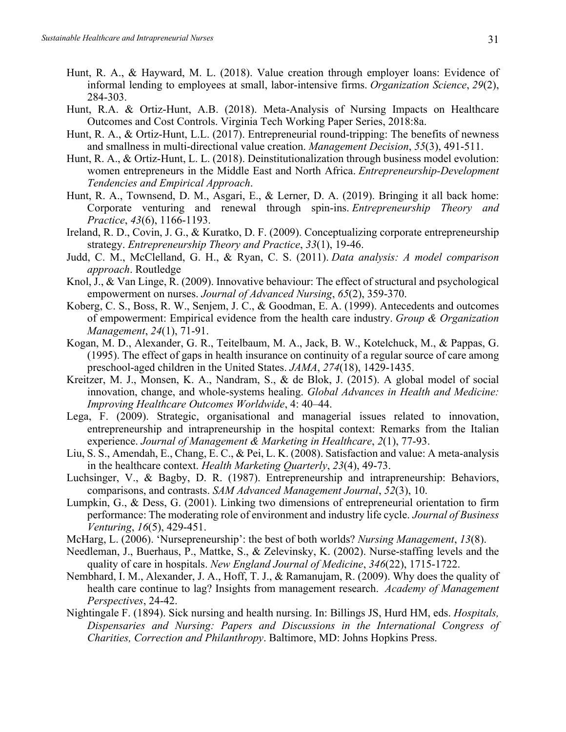Hunt, R. A., & Hayward, M. L. (2018). Value creation through employer loans: Evidence of informal lending to employees at small, labor-intensive firms. *Organization Science*, *29*(2), 284-303.

Hunt, R.A. & Ortiz-Hunt, A.B. (2018). Meta-Analysis of Nursing Impacts on Healthcare Outcomes and Cost Controls. Virginia Tech Working Paper Series, 2018:8a.

Hunt, R. A., & Ortiz-Hunt, L.L. (2017). Entrepreneurial round-tripping: The benefits of newness and smallness in multi-directional value creation. *Management Decision*, *55*(3), 491-511.

Hunt, R. A., & Ortiz-Hunt, L. L. (2018). Deinstitutionalization through business model evolution: women entrepreneurs in the Middle East and North Africa. *Entrepreneurship-Development Tendencies and Empirical Approach*.

Hunt, R. A., Townsend, D. M., Asgari, E., & Lerner, D. A. (2019). Bringing it all back home: Corporate venturing and renewal through spin-ins. *Entrepreneurship Theory and Practice*, *43*(6), 1166-1193.

Ireland, R. D., Covin, J. G., & Kuratko, D. F. (2009). Conceptualizing corporate entrepreneurship strategy. *Entrepreneurship Theory and Practice*, *33*(1), 19-46.

Judd, C. M., McClelland, G. H., & Ryan, C. S. (2011). *Data analysis: A model comparison approach*. Routledge

Knol, J., & Van Linge, R. (2009). Innovative behaviour: The effect of structural and psychological empowerment on nurses. *Journal of Advanced Nursing*, *65*(2), 359-370.

Koberg, C. S., Boss, R. W., Senjem, J. C., & Goodman, E. A. (1999). Antecedents and outcomes of empowerment: Empirical evidence from the health care industry. *Group & Organization Management*, *24*(1), 71-91.

Kogan, M. D., Alexander, G. R., Teitelbaum, M. A., Jack, B. W., Kotelchuck, M., & Pappas, G. (1995). The effect of gaps in health insurance on continuity of a regular source of care among preschool-aged children in the United States. *JAMA*, *274*(18), 1429-1435.

Kreitzer, M. J., Monsen, K. A., Nandram, S., & de Blok, J. (2015). A global model of social innovation, change, and whole-systems healing. *Global Advances in Health and Medicine: Improving Healthcare Outcomes Worldwide*, 4: 40–44.

Lega, F. (2009). Strategic, organisational and managerial issues related to innovation, entrepreneurship and intrapreneurship in the hospital context: Remarks from the Italian experience. *Journal of Management & Marketing in Healthcare*, *2*(1), 77-93.

Liu, S. S., Amendah, E., Chang, E. C., & Pei, L. K. (2008). Satisfaction and value: A meta-analysis in the healthcare context. *Health Marketing Quarterly*, *23*(4), 49-73.

Luchsinger, V., & Bagby, D. R. (1987). Entrepreneurship and intrapreneurship: Behaviors, comparisons, and contrasts. *SAM Advanced Management Journal*, *52*(3), 10.

Lumpkin, G., & Dess, G. (2001). Linking two dimensions of entrepreneurial orientation to firm performance: The moderating role of environment and industry life cycle. *Journal of Business Venturing*, *16*(5), 429-451.

McHarg, L. (2006). 'Nursepreneurship': the best of both worlds? *Nursing Management*, *13*(8).

Needleman, J., Buerhaus, P., Mattke, S., & Zelevinsky, K. (2002). Nurse-staffing levels and the quality of care in hospitals. *New England Journal of Medicine*, *346*(22), 1715-1722.

Nembhard, I. M., Alexander, J. A., Hoff, T. J., & Ramanujam, R. (2009). Why does the quality of health care continue to lag? Insights from management research. *Academy of Management Perspectives*, 24-42.

Nightingale F. (1894). Sick nursing and health nursing. In: Billings JS, Hurd HM, eds. *Hospitals, Dispensaries and Nursing: Papers and Discussions in the International Congress of Charities, Correction and Philanthropy*. Baltimore, MD: Johns Hopkins Press.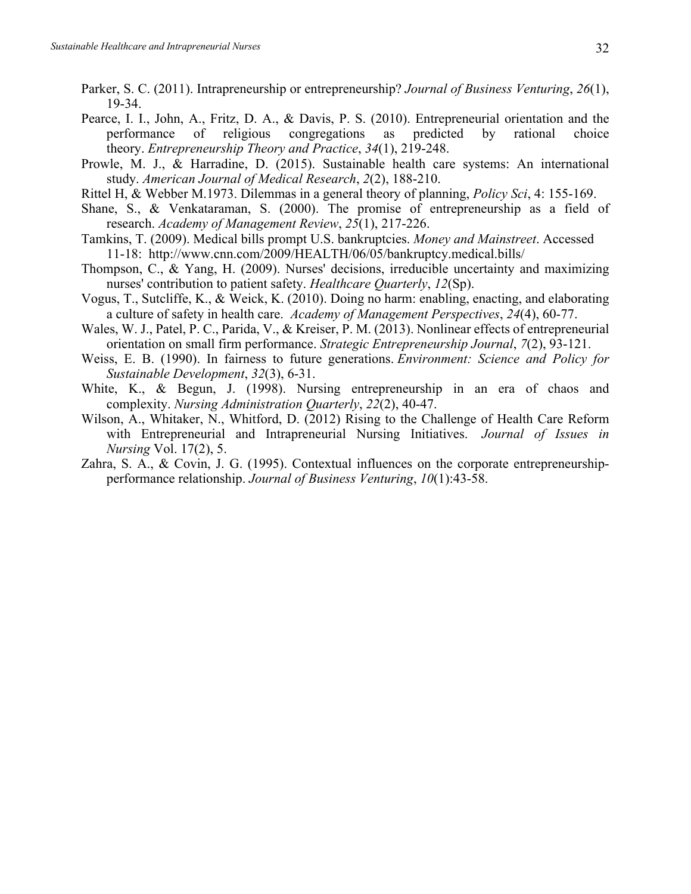Parker, S. C. (2011). Intrapreneurship or entrepreneurship? *Journal of Business Venturing*, *26*(1), 19-34.

Pearce, I. I., John, A., Fritz, D. A., & Davis, P. S. (2010). Entrepreneurial orientation and the performance of religious congregations as predicted by rational choice theory. *Entrepreneurship Theory and Practice*, *34*(1), 219-248.

Prowle, M. J., & Harradine, D. (2015). Sustainable health care systems: An international study. *American Journal of Medical Research*, *2*(2), 188-210.

Rittel H, & Webber M.1973. Dilemmas in a general theory of planning, *Policy Sci*, 4: 155-169.

Shane, S., & Venkataraman, S. (2000). The promise of entrepreneurship as a field of research. *Academy of Management Review*, *25*(1), 217-226.

Tamkins, T. (2009). Medical bills prompt U.S. bankruptcies. *Money and Mainstreet*. Accessed 11-18: http://www.cnn.com/2009/HEALTH/06/05/bankruptcy.medical.bills/

Thompson, C., & Yang, H. (2009). Nurses' decisions, irreducible uncertainty and maximizing nurses' contribution to patient safety. *Healthcare Quarterly*, *12*(Sp).

Vogus, T., Sutcliffe, K., & Weick, K. (2010). Doing no harm: enabling, enacting, and elaborating a culture of safety in health care. *Academy of Management Perspectives*, *24*(4), 60-77.

Wales, W. J., Patel, P. C., Parida, V., & Kreiser, P. M. (2013). Nonlinear effects of entrepreneurial orientation on small firm performance. *Strategic Entrepreneurship Journal*, *7*(2), 93-121.

Weiss, E. B. (1990). In fairness to future generations. *Environment: Science and Policy for Sustainable Development*, *32*(3), 6-31.

White, K., & Begun, J. (1998). Nursing entrepreneurship in an era of chaos and complexity. *Nursing Administration Quarterly*, *22*(2), 40-47.

Wilson, A., Whitaker, N., Whitford, D. (2012) Rising to the Challenge of Health Care Reform with Entrepreneurial and Intrapreneurial Nursing Initiatives. *Journal of Issues in Nursing* Vol. 17(2), 5.

Zahra, S. A., & Covin, J. G. (1995). Contextual influences on the corporate entrepreneurship-performance relationship. *Journal of Business Venturing*, *10*(1):43-58.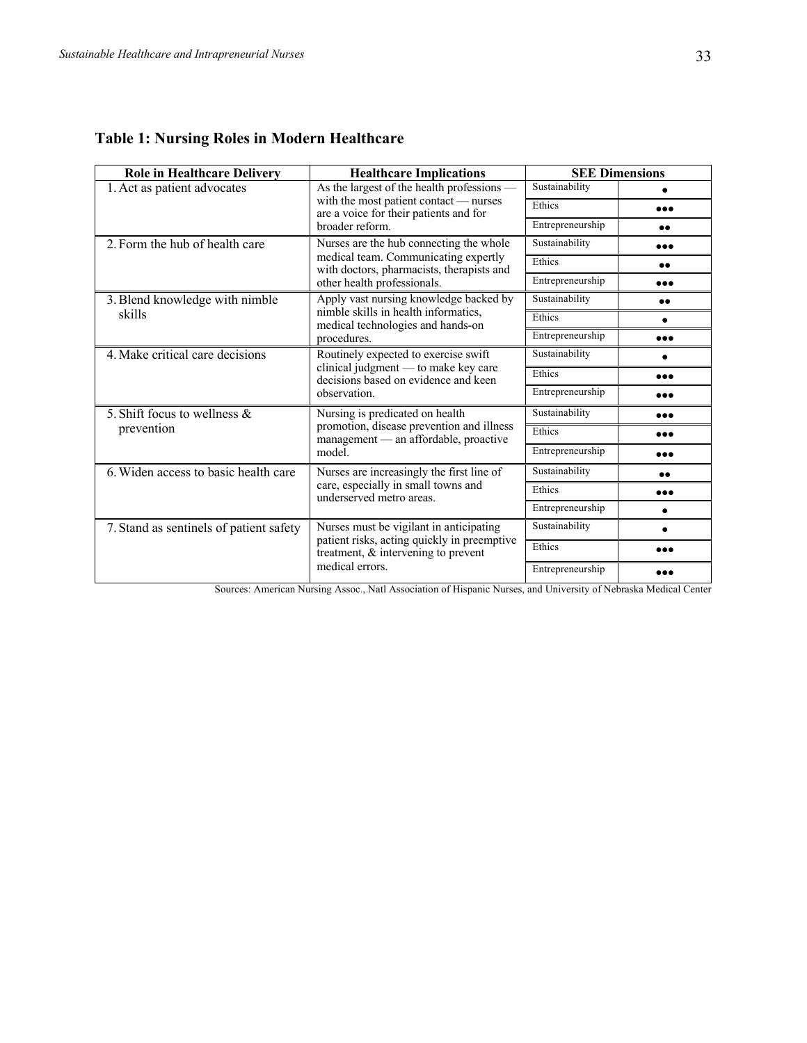**Table 1: Nursing Roles in Modern Healthcare**

| Role in Healthcare Delivery | Healthcare Implications | SEE Dimensions | |
|---|---|---|---|
| 1. Act as patient advocates | As the largest of the health professions — with the most patient contact — nurses are a voice for their patients and for broader reform. | Sustainability | ● |
| | | Ethics | ●●● |
| | | Entrepreneurship | ●● |
| 2. Form the hub of health care | Nurses are the hub connecting the whole medical team. Communicating expertly with doctors, pharmacists, therapists and other health professionals. | Sustainability | ●●● |
| | | Ethics | ●● |
| | | Entrepreneurship | ●●● |
| 3. Blend knowledge with nimble skills | Apply vast nursing knowledge backed by nimble skills in health informatics, medical technologies and hands-on procedures. | Sustainability | ●● |
| | | Ethics | ● |
| | | Entrepreneurship | ●●● |
| 4. Make critical care decisions | Routinely expected to exercise swift clinical judgment — to make key care decisions based on evidence and keen observation. | Sustainability | ● |
| | | Ethics | ●●● |
| | | Entrepreneurship | ●●● |
| 5. Shift focus to wellness & prevention | Nursing is predicated on health promotion, disease prevention and illness management — an affordable, proactive model. | Sustainability | ●●● |
| | | Ethics | ●●● |
| | | Entrepreneurship | ●●● |
| 6. Widen access to basic health care | Nurses are increasingly the first line of care, especially in small towns and underserved metro areas. | Sustainability | ●● |
| | | Ethics | ●●● |
| | | Entrepreneurship | ● |
| 7. Stand as sentinels of patient safety | Nurses must be vigilant in anticipating patient risks, acting quickly in preemptive treatment, & intervening to prevent medical errors. | Sustainability | ● |
| | | Ethics | ●●● |
| | | Entrepreneurship | ●●● |

Sources: American Nursing Assoc., Natl Association of Hispanic Nurses, and University of Nebraska Medical Center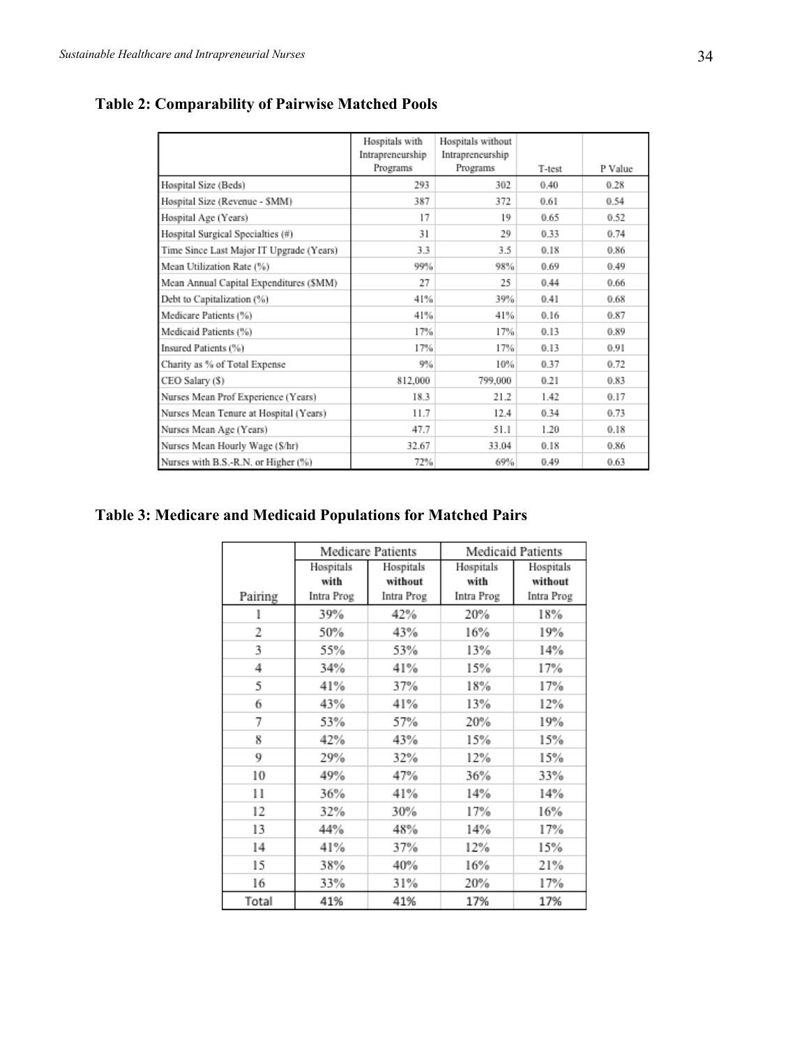**Table 2: Comparability of Pairwise Matched Pools**

| | Hospitals with Intrapreneurship Programs | Hospitals without Intrapreneurship Programs | T-test | P Value |
|---|---|---|---|---|
| Hospital Size (Beds) | 293 | 302 | 0.40 | 0.28 |
| Hospital Size (Revenue - $MM) | 387 | 372 | 0.61 | 0.54 |
| Hospital Age (Years) | 17 | 19 | 0.65 | 0.52 |
| Hospital Surgical Specialties (#) | 31 | 29 | 0.33 | 0.74 |
| Time Since Last Major IT Upgrade (Years) | 3.3 | 3.5 | 0.18 | 0.86 |
| Mean Utilization Rate (%) | 99% | 98% | 0.69 | 0.49 |
| Mean Annual Capital Expenditures ($MM) | 27 | 25 | 0.44 | 0.66 |
| Debt to Capitalization (%) | 41% | 39% | 0.41 | 0.68 |
| Medicare Patients (%) | 41% | 41% | 0.16 | 0.87 |
| Medicaid Patients (%) | 17% | 17% | 0.13 | 0.89 |
| Insured Patients (%) | 17% | 17% | 0.13 | 0.91 |
| Charity as % of Total Expense | 9% | 10% | 0.37 | 0.72 |
| CEO Salary ($) | 812,000 | 799,000 | 0.21 | 0.83 |
| Nurses Mean Prof Experience (Years) | 18.3 | 21.2 | 1.42 | 0.17 |
| Nurses Mean Tenure at Hospital (Years) | 11.7 | 12.4 | 0.34 | 0.73 |
| Nurses Mean Age (Years) | 47.7 | 51.1 | 1.20 | 0.18 |
| Nurses Mean Hourly Wage ($/hr) | 32.67 | 33.04 | 0.18 | 0.86 |
| Nurses with B.S.-R.N. or Higher (%) | 72% | 69% | 0.49 | 0.63 |

**Table 3: Medicare and Medicaid Populations for Matched Pairs**

| | Medicare Patients | | Medicaid Patients | |
|---|---|---|---|---|
| Pairing | Hospitals with Intra Prog | Hospitals without Intra Prog | Hospitals with Intra Prog | Hospitals without Intra Prog |
| 1 | 39% | 42% | 20% | 18% |
| 2 | 50% | 43% | 16% | 19% |
| 3 | 55% | 53% | 13% | 14% |
| 4 | 34% | 41% | 15% | 17% |
| 5 | 41% | 37% | 18% | 17% |
| 6 | 43% | 41% | 13% | 12% |
| 7 | 53% | 57% | 20% | 19% |
| 8 | 42% | 43% | 15% | 15% |
| 9 | 29% | 32% | 12% | 15% |
| 10 | 49% | 47% | 36% | 33% |
| 11 | 36% | 41% | 14% | 14% |
| 12 | 32% | 30% | 17% | 16% |
| 13 | 44% | 48% | 14% | 17% |
| 14 | 41% | 37% | 12% | 15% |
| 15 | 38% | 40% | 16% | 21% |
| 16 | 33% | 31% | 20% | 17% |
| Total | 41% | 41% | 17% | 17% |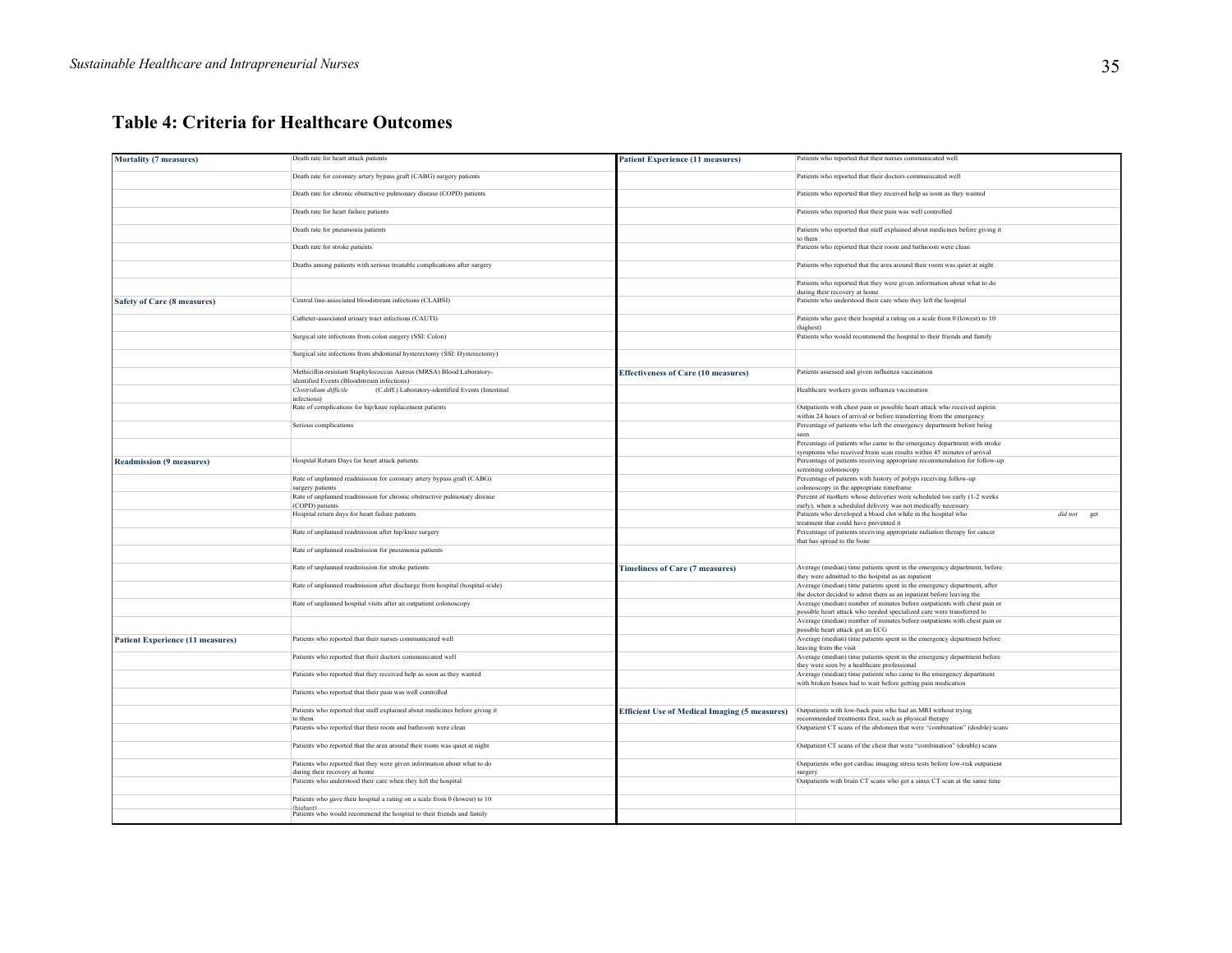## Table 4: Criteria for Healthcare Outcomes

| | | | |
|---|---|---|---|
| **Mortality (7 measures)** | Death rate for heart attack patients | **Patient Experience (11 measures)** | Patients who reported that their nurses communicated well |
| | Death rate for coronary artery bypass graft (CABG) surgery patients | | Patients who reported that their doctors communicated well |
| | Death rate for chronic obstructive pulmonary disease (COPD) patients | | Patients who reported that they received help as soon as they wanted |
| | Death rate for heart failure patients | | Patients who reported that their pain was well controlled |
| | Death rate for pneumonia patients | | Patients who reported that staff explained about medicines before giving it to them |
| | Death rate for stroke patients | | Patients who reported that their room and bathroom were clean |
| | Deaths among patients with serious treatable complications after surgery | | Patients who reported that the area around their room was quiet at night |
| | | | Patients who reported that they were given information about what to do during their recovery at home |
| **Safety of Care (8 measures)** | Central line-associated bloodstream infections (CLABSI) | | Patients who understood their care when they left the hospital |
| | Catheter-associated urinary tract infections (CAUTI) | | Patients who gave their hospital a rating on a scale from 0 (lowest) to 10 (highest) |
| | Surgical site infections from colon surgery (SSI: Colon) | | Patients who would recommend the hospital to their friends and family |
| | Surgical site infections from abdominal hysterectomy (SSI: Hysterectomy) | | |
| | Methicillin-resistant Staphylococcus Aureus (MRSA) Blood Laboratory-identified Events (Bloodstream infections) | **Effectiveness of Care (10 measures)** | Patients assessed and given influenza vaccination |
| | *Clostridium difficile* (C.diff.) Laboratory-identified Events (Intestinal infections) | | Healthcare workers given influenza vaccination |
| | Rate of complications for hip/knee replacement patients | | Outpatients with chest pain or possible heart attack who received aspirin within 24 hours of arrival or before transferring from the emergency |
| | Serious complications | | Percentage of patients who left the emergency department before being seen |
| | | | Percentage of patients who came to the emergency department with stroke symptoms who received brain scan results within 45 minutes of arrival |
| **Readmission (9 measures)** | Hospital Return Days for heart attack patients | | Percentage of patients receiving appropriate recommendation for follow-up screening colonoscopy |
| | Rate of unplanned readmission for coronary artery bypass graft (CABG) surgery patients | | Percentage of patients with history of polyps receiving follow-up colonoscopy in the appropriate timeframe |
| | Rate of unplanned readmission for chronic obstructive pulmonary disease (COPD) patients | | Percent of mothers whose deliveries were scheduled too early (1-2 weeks early), when a scheduled delivery was not medically necessary |
| | Hospital return days for heart failure patients | | Patients who developed a blood clot while in the hospital who *did not* get treatment that could have prevented it |
| | Rate of unplanned readmission after hip/knee surgery | | Percentage of patients receiving appropriate radiation therapy for cancer that has spread to the bone |
| | Rate of unplanned readmission for pneumonia patients | | |
| | Rate of unplanned readmission for stroke patients | **Timeliness of Care (7 measures)** | Average (median) time patients spent in the emergency department, before they were admitted to the hospital as an inpatient |
| | Rate of unplanned readmission after discharge from hospital (hospital-wide) | | Average (median) time patients spent in the emergency department, after the doctor decided to admit them as an inpatient before leaving the |
| | Rate of unplanned hospital visits after an outpatient colonoscopy | | Average (median) number of minutes before outpatients with chest pain or possible heart attack who needed specialized care were transferred to |
| | | | Average (median) number of minutes before outpatients with chest pain or possible heart attack got an ECG |
| **Patient Experience (11 measures)** | Patients who reported that their nurses communicated well | | Average (median) time patients spent in the emergency department before leaving from the visit |
| | Patients who reported that their doctors communicated well | | Average (median) time patients spent in the emergency department before they were seen by a healthcare professional |
| | Patients who reported that they received help as soon as they wanted | | Average (median) time patients who came to the emergency department with broken bones had to wait before getting pain medication |
| | Patients who reported that their pain was well controlled | | |
| | Patients who reported that staff explained about medicines before giving it to them | **Efficient Use of Medical Imaging (5 measures)** | Outpatients with low-back pain who had an MRI without trying recommended treatments first, such as physical therapy |
| | Patients who reported that their room and bathroom were clean | | Outpatient CT scans of the abdomen that were "combination" (double) scans |
| | Patients who reported that the area around their room was quiet at night | | Outpatient CT scans of the chest that were "combination" (double) scans |
| | Patients who reported that they were given information about what to do during their recovery at home | | Outpatients who got cardiac imaging stress tests before low-risk outpatient surgery |
| | Patients who understood their care when they left the hospital | | Outpatients with brain CT scans who got a sinus CT scan at the same time |
| | Patients who gave their hospital a rating on a scale from 0 (lowest) to 10 (highest) | | |
| | Patients who would recommend the hospital to their friends and family | | |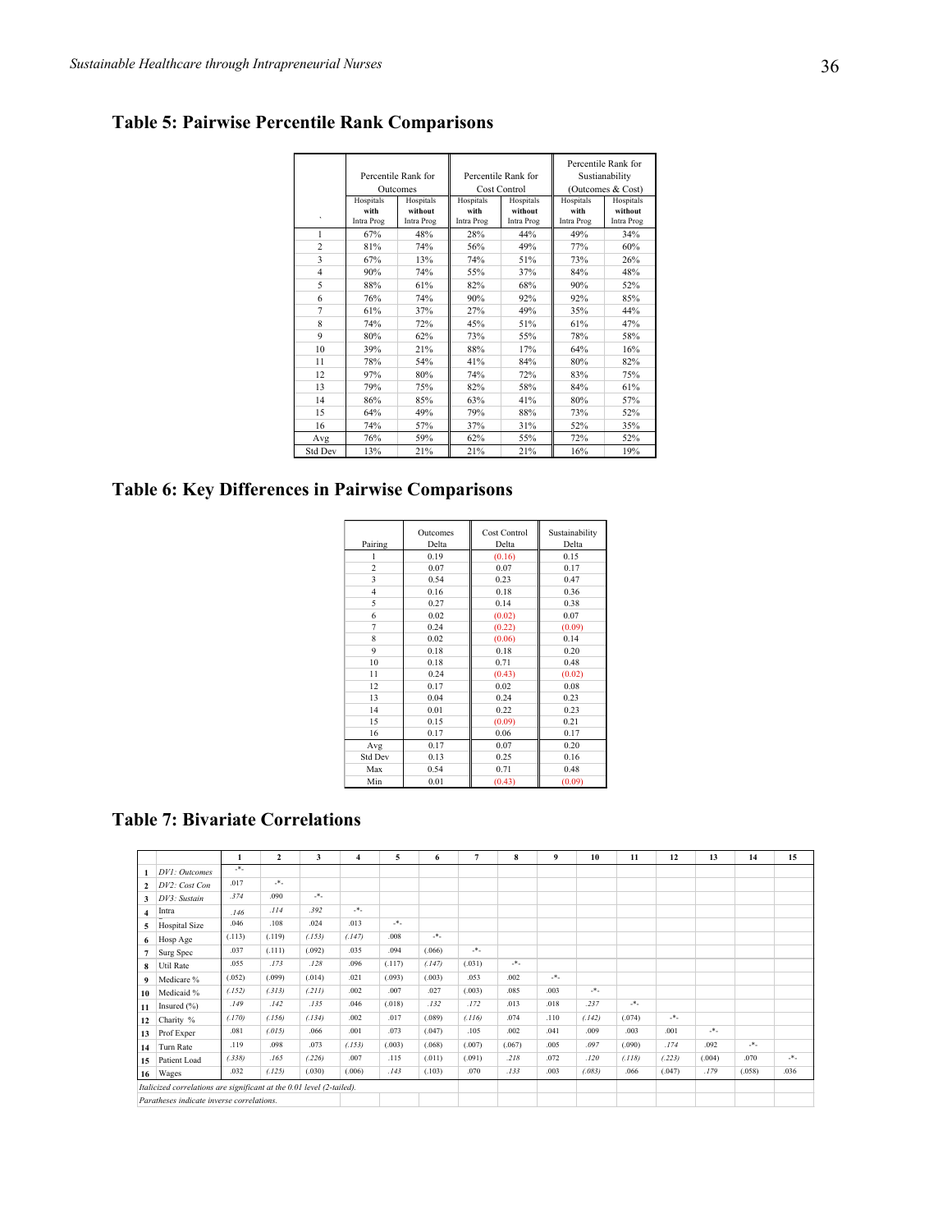## Table 5: Pairwise Percentile Rank Comparisons

| ` | Percentile Rank for Outcomes | | Percentile Rank for Cost Control | | Percentile Rank for Sustianability (Outcomes & Cost) | |
|---|---|---|---|---|---|---|
| | Hospitals **with** Intra Prog | Hospitals **without** Intra Prog | Hospitals **with** Intra Prog | Hospitals **without** Intra Prog | Hospitals **with** Intra Prog | Hospitals **without** Intra Prog |
| 1 | 67% | 48% | 28% | 44% | 49% | 34% |
| 2 | 81% | 74% | 56% | 49% | 77% | 60% |
| 3 | 67% | 13% | 74% | 51% | 73% | 26% |
| 4 | 90% | 74% | 55% | 37% | 84% | 48% |
| 5 | 88% | 61% | 82% | 68% | 90% | 52% |
| 6 | 76% | 74% | 90% | 92% | 92% | 85% |
| 7 | 61% | 37% | 27% | 49% | 35% | 44% |
| 8 | 74% | 72% | 45% | 51% | 61% | 47% |
| 9 | 80% | 62% | 73% | 55% | 78% | 58% |
| 10 | 39% | 21% | 88% | 17% | 64% | 16% |
| 11 | 78% | 54% | 41% | 84% | 80% | 82% |
| 12 | 97% | 80% | 74% | 72% | 83% | 75% |
| 13 | 79% | 75% | 82% | 58% | 84% | 61% |
| 14 | 86% | 85% | 63% | 41% | 80% | 57% |
| 15 | 64% | 49% | 79% | 88% | 73% | 52% |
| 16 | 74% | 57% | 37% | 31% | 52% | 35% |
| Avg | 76% | 59% | 62% | 55% | 72% | 52% |
| Std Dev | 13% | 21% | 21% | 21% | 16% | 19% |

## Table 6: Key Differences in Pairwise Comparisons

| Pairing | Outcomes Delta | Cost Control Delta | Sustainability Delta |
|---|---|---|---|
| 1 | 0.19 | (0.16) | 0.15 |
| 2 | 0.07 | 0.07 | 0.17 |
| 3 | 0.54 | 0.23 | 0.47 |
| 4 | 0.16 | 0.18 | 0.36 |
| 5 | 0.27 | 0.14 | 0.38 |
| 6 | 0.02 | (0.02) | 0.07 |
| 7 | 0.24 | (0.22) | (0.09) |
| 8 | 0.02 | (0.06) | 0.14 |
| 9 | 0.18 | 0.18 | 0.20 |
| 10 | 0.18 | 0.71 | 0.48 |
| 11 | 0.24 | (0.43) | (0.02) |
| 12 | 0.17 | 0.02 | 0.08 |
| 13 | 0.04 | 0.24 | 0.23 |
| 14 | 0.01 | 0.22 | 0.23 |
| 15 | 0.15 | (0.09) | 0.21 |
| 16 | 0.17 | 0.06 | 0.17 |
| Avg | 0.17 | 0.07 | 0.20 |
| Std Dev | 0.13 | 0.25 | 0.16 |
| Max | 0.54 | 0.71 | 0.48 |
| Min | 0.01 | (0.43) | (0.09) |

## Table 7: Bivariate Correlations

| | | 1 | 2 | 3 | 4 | 5 | 6 | 7 | 8 | 9 | 10 | 11 | 12 | 13 | 14 | 15 |
|---|---|---|---|---|---|---|---|---|---|---|---|---|---|---|---|---|
| 1 | *DV1: Outcomes* | -*- | | | | | | | | | | | | | | |
| 2 | *DV2: Cost Con* | .017 | -*- | | | | | | | | | | | | | |
| 3 | *DV3: Sustain* | *.374* | .090 | -*- | | | | | | | | | | | | |
| 4 | Intra | *.146* | *.114* | *.392* | -*- | | | | | | | | | | | |
| 5 | Hospital Size | .046 | .108 | .024 | .013 | -*- | | | | | | | | | | |
| 6 | Hosp Age | (.113) | (.119) | *(.153)* | *(.147)* | .008 | -*- | | | | | | | | | |
| 7 | Surg Spec | .037 | (.111) | (.092) | .035 | .094 | (.066) | -*- | | | | | | | | |
| 8 | Util Rate | .055 | *.173* | *.128* | .096 | (.117) | *(.147)* | (.031) | -*- | | | | | | | |
| 9 | Medicare % | (.052) | (.099) | (.014) | .021 | (.093) | (.003) | .053 | .002 | -*- | | | | | | |
| 10 | Medicaid % | *(.152)* | *(.313)* | *(.211)* | .002 | .007 | .027 | (.003) | .085 | .003 | -*- | | | | | |
| 11 | Insured (%) | *.149* | *.142* | *.135* | .046 | (.018) | *.132* | *.172* | .013 | .018 | *.237* | -*- | | | | |
| 12 | Charity % | *(.170)* | *(.156)* | *(.134)* | .002 | .017 | (.089) | *(.116)* | .074 | .110 | *(.142)* | (.074) | -*- | | | |
| 13 | Prof Exper | .081 | *(.015)* | .066 | .001 | .073 | (.047) | .105 | .002 | .041 | .009 | .003 | .001 | -*- | | |
| 14 | Turn Rate | .119 | .098 | .073 | *(.153)* | (.003) | (.068) | (.007) | (.067) | .005 | *.097* | (.090) | *.174* | .092 | -*- | |
| 15 | Patient Load | *(.338)* | *.165* | *(.226)* | .007 | .115 | (.011) | (.091) | *.218* | .072 | *.120* | *(.118)* | *(.223)* | (.004) | .070 | -*- |
| 16 | Wages | .032 | *(.125)* | (.030) | (.006) | *.143* | (.103) | .070 | *.133* | .003 | *(.083)* | .066 | (.047) | *.179* | (.058) | .036 |

*Italicized correlations are significant at the 0.01 level (2-tailed).*

*Paratheses indicate inverse correlations.*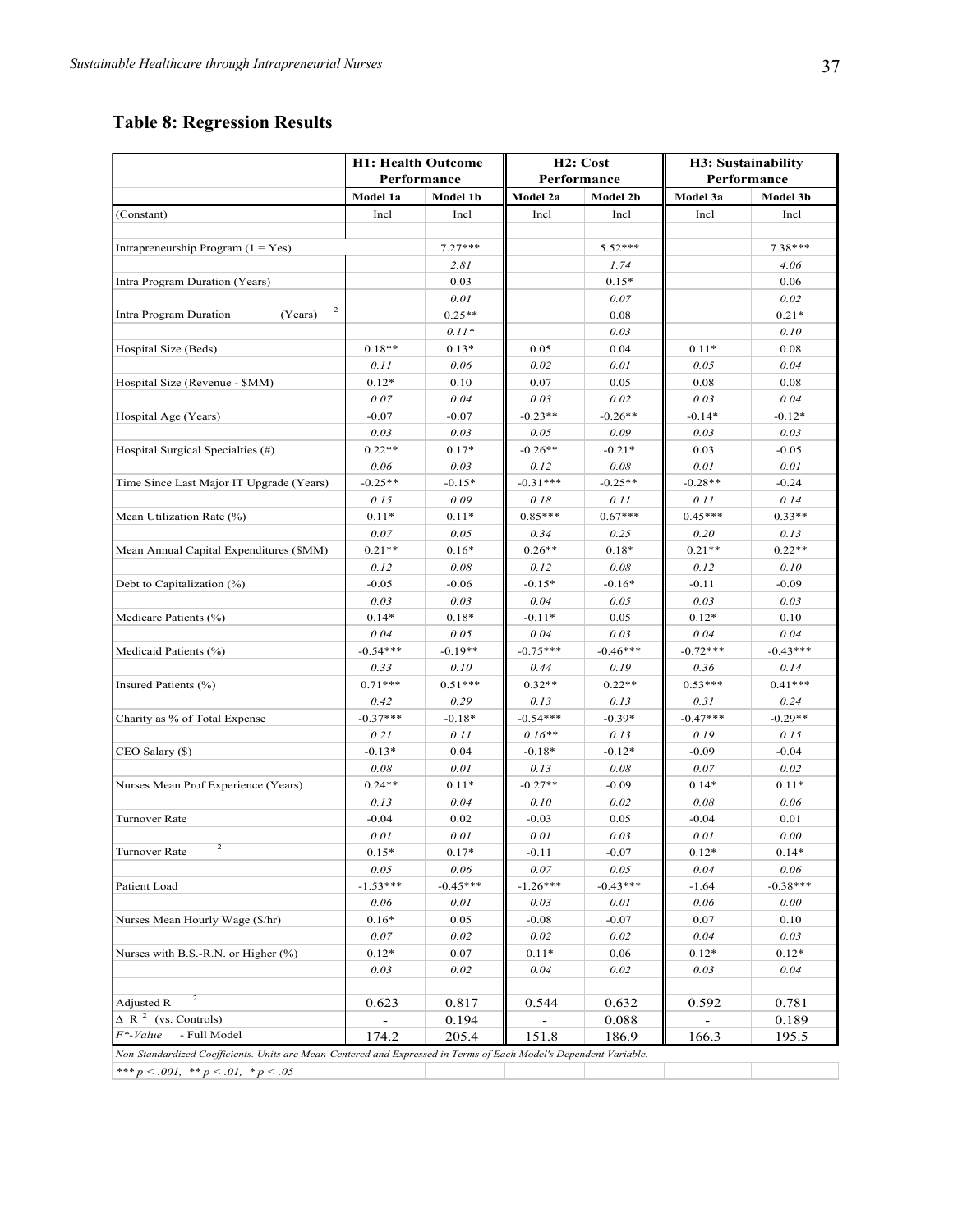## Table 8: Regression Results

| | H1: Health Outcome Performance | | H2: Cost Performance | | H3: Sustainability Performance | |
|---|---|---|---|---|---|---|
| | Model 1a | Model 1b | Model 2a | Model 2b | Model 3a | Model 3b |
| (Constant) | Incl | Incl | Incl | Incl | Incl | Incl |
| | | | | | | |
| Intrapreneurship Program (1 = Yes) | | 7.27*** | | 5.52*** | | 7.38*** |
| | | *2.81* | | *1.74* | | *4.06* |
| Intra Program Duration (Years) | | 0.03 | | 0.15* | | 0.06 |
| | | *0.01* | | *0.07* | | *0.02* |
| Intra Program Duration (Years) $^2$ | | 0.25** | | 0.08 | | 0.21* |
| | | *0.11** | | *0.03* | | *0.10* |
| Hospital Size (Beds) | 0.18** | 0.13* | 0.05 | 0.04 | 0.11* | 0.08 |
| | *0.11* | *0.06* | *0.02* | *0.01* | *0.05* | *0.04* |
| Hospital Size (Revenue - $MM) | 0.12* | 0.10 | 0.07 | 0.05 | 0.08 | 0.08 |
| | *0.07* | *0.04* | *0.03* | *0.02* | *0.03* | *0.04* |
| Hospital Age (Years) | -0.07 | -0.07 | -0.23** | -0.26** | -0.14* | -0.12* |
| | *0.03* | *0.03* | *0.05* | *0.09* | *0.03* | *0.03* |
| Hospital Surgical Specialties (#) | 0.22** | 0.17* | -0.26** | -0.21* | 0.03 | -0.05 |
| | *0.06* | *0.03* | *0.12* | *0.08* | *0.01* | *0.01* |
| Time Since Last Major IT Upgrade (Years) | -0.25** | -0.15* | -0.31*** | -0.25** | -0.28** | -0.24 |
| | *0.15* | *0.09* | *0.18* | *0.11* | *0.11* | *0.14* |
| Mean Utilization Rate (%) | 0.11* | 0.11* | 0.85*** | 0.67*** | 0.45*** | 0.33** |
| | *0.07* | *0.05* | *0.34* | *0.25* | *0.20* | *0.13* |
| Mean Annual Capital Expenditures ($MM) | 0.21** | 0.16* | 0.26** | 0.18* | 0.21** | 0.22** |
| | *0.12* | *0.08* | *0.12* | *0.08* | *0.12* | *0.10* |
| Debt to Capitalization (%) | -0.05 | -0.06 | -0.15* | -0.16* | -0.11 | -0.09 |
| | *0.03* | *0.03* | *0.04* | *0.05* | *0.03* | *0.03* |
| Medicare Patients (%) | 0.14* | 0.18* | -0.11* | 0.05 | 0.12* | 0.10 |
| | *0.04* | *0.05* | *0.04* | *0.03* | *0.04* | *0.04* |
| Medicaid Patients (%) | -0.54*** | -0.19** | -0.75*** | -0.46*** | -0.72*** | -0.43*** |
| | *0.33* | *0.10* | *0.44* | *0.19* | *0.36* | *0.14* |
| Insured Patients (%) | 0.71*** | 0.51*** | 0.32** | 0.22** | 0.53*** | 0.41*** |
| | *0.42* | *0.29* | *0.13* | *0.13* | *0.31* | *0.24* |
| Charity as % of Total Expense | -0.37*** | -0.18* | -0.54*** | -0.39* | -0.47*** | -0.29** |
| | *0.21* | *0.11* | *0.16*** | *0.13* | *0.19* | *0.15* |
| CEO Salary ($) | -0.13* | 0.04 | -0.18* | -0.12* | -0.09 | -0.04 |
| | *0.08* | *0.01* | *0.13* | *0.08* | *0.07* | *0.02* |
| Nurses Mean Prof Experience (Years) | 0.24** | 0.11* | -0.27** | -0.09 | 0.14* | 0.11* |
| | *0.13* | *0.04* | *0.10* | *0.02* | *0.08* | *0.06* |
| Turnover Rate | -0.04 | 0.02 | -0.03 | 0.05 | -0.04 | 0.01 |
| | *0.01* | *0.01* | *0.01* | *0.03* | *0.01* | *0.00* |
| Turnover Rate $^2$ | 0.15* | 0.17* | -0.11 | -0.07 | 0.12* | 0.14* |
| | *0.05* | *0.06* | *0.07* | *0.05* | *0.04* | *0.06* |
| Patient Load | -1.53*** | -0.45*** | -1.26*** | -0.43*** | -1.64 | -0.38*** |
| | *0.06* | *0.01* | *0.03* | *0.01* | *0.06* | *0.00* |
| Nurses Mean Hourly Wage ($/hr) | 0.16* | 0.05 | -0.08 | -0.07 | 0.07 | 0.10 |
| | *0.07* | *0.02* | *0.02* | *0.02* | *0.04* | *0.03* |
| Nurses with B.S.-R.N. or Higher (%) | 0.12* | 0.07 | 0.11* | 0.06 | 0.12* | 0.12* |
| | *0.03* | *0.02* | *0.04* | *0.02* | *0.03* | *0.04* |
| | | | | | | |
| Adjusted $R^2$ | 0.623 | 0.817 | 0.544 | 0.632 | 0.592 | 0.781 |
| $\Delta R^2$ (vs. Controls) | - | 0.194 | - | 0.088 | - | 0.189 |
| *F\*-Value* - Full Model | 174.2 | 205.4 | 151.8 | 186.9 | 166.3 | 195.5 |

*Non-Standardized Coefficients. Units are Mean-Centered and Expressed in Terms of Each Model's Dependent Variable.*

*\*\*\* $p < .001$, \*\* $p < .01$, \* $p < .05$*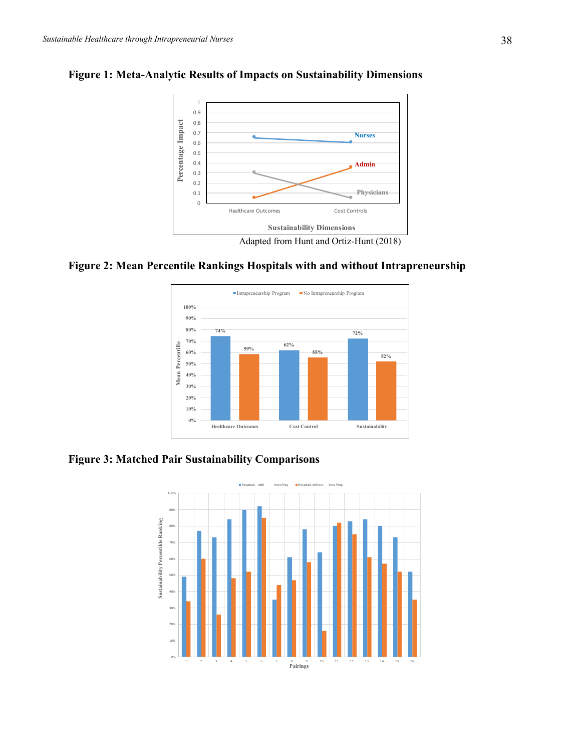**Figure 1: Meta-Analytic Results of Impacts on Sustainability Dimensions**

Percentage Impact

1
0.9
0.8
0.7
0.6
0.5
0.4
0.3
0.2
0.1
0

Nurses
Admin
Physicians

Healthcare Outcomes
Cost Controls

Sustainability Dimensions

Adapted from Hunt and Ortiz-Hunt (2018)

**Figure 2: Mean Percentile Rankings Hospitals with and without Intrapreneurship**

Intrapreneurship Program
No Intrapreneurship Program

Mean Percentille

100%
90%
80%
70%
60%
50%
40%
30%
20%
10%
0%

74%
59%
62%
55%
72%
52%

Healthcare Outcomes
Cost Control
Sustainability

**Figure 3: Matched Pair Sustainability Comparisons**

Hospitals with Intra Prog
Hospitals without Intra Prog

Sustainability Percentikle Rank ing

100%
90%
80%
70%
60%
50%
40%
30%
20%
10%
0%

1
2
3
4
5
6
7
8
9
10
11
12
13
14
15
16

Pairings